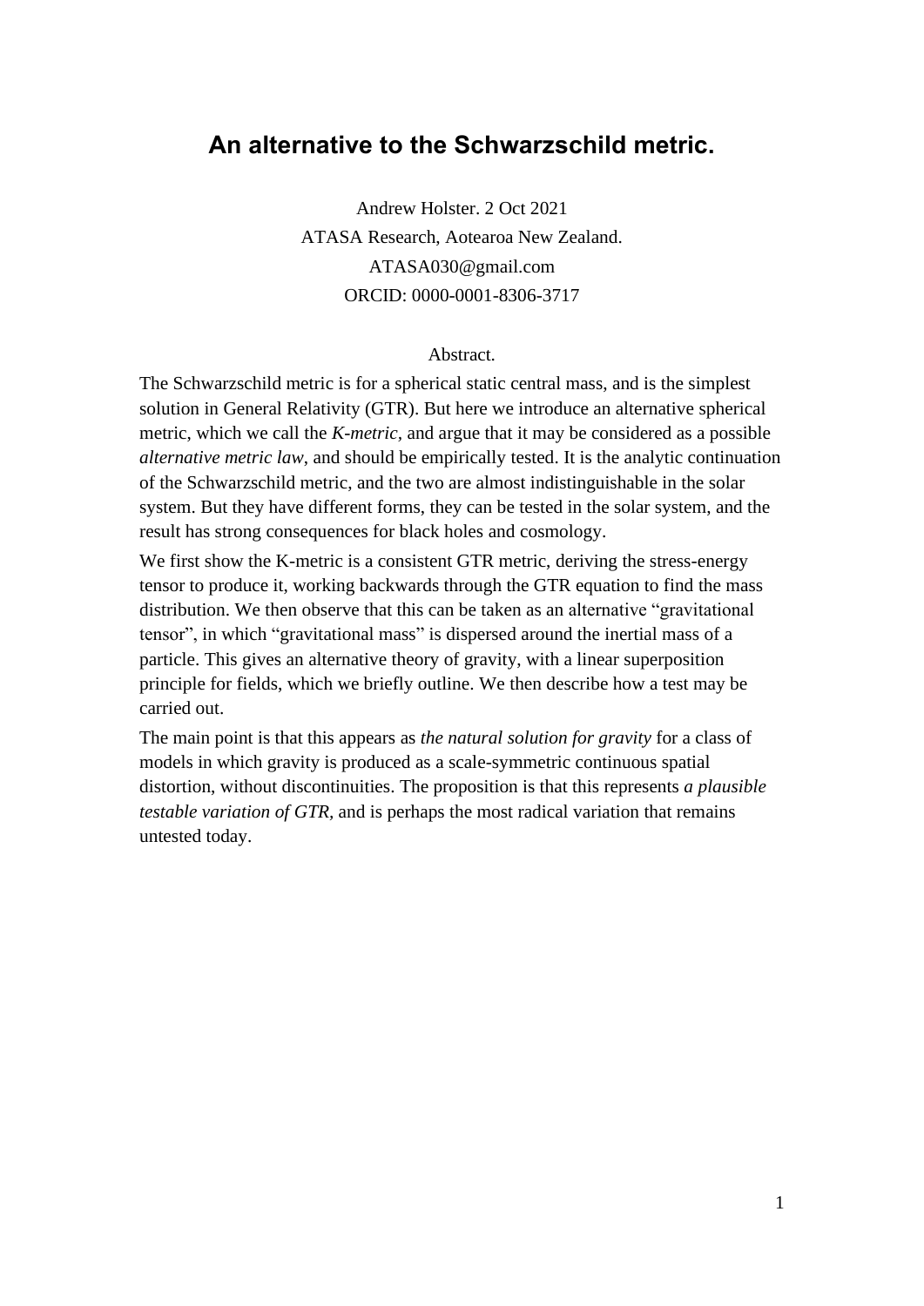# An alternative to the Schwarzschild metric.

Andrew Holster. 2 Oct 2021

ATASA Research, Aotearoa New Zealand.

ATASA030@gmail.com

ORCID: 0000-0001-8306-3717

## Abstract.

The Schwarzschild metric is for a spherical static central mass, and is the simplest solution in General Relativity (GTR). But here we introduce an alternative spherical metric, which we call the *K-metric*, and argue that it may be considered as a possible *alternative metric law*, and should be empirically tested. It is the analytic continuation of the Schwarzschild metric, and the two are almost indistinguishable in the solar system. But they have different forms, they can be tested in the solar system, and the result has strong consequences for black holes and cosmology.

We first show the K-metric is a consistent GTR metric, deriving the stress-energy tensor to produce it, working backwards through the GTR equation to find the mass distribution. We then observe that this can be taken as an alternative "gravitational tensor", in which "gravitational mass" is dispersed around the inertial mass of a particle. This gives an alternative theory of gravity, with a linear superposition principle for fields, which we briefly outline. We then describe how a test may be carried out.

The main point is that this appears as *the natural solution for gravity* for a class of models in which gravity is produced as a scale-symmetric continuous spatial distortion, without discontinuities. The proposition is that this represents *a plausible testable variation of GTR*, and is perhaps the most radical variation that remains untested today.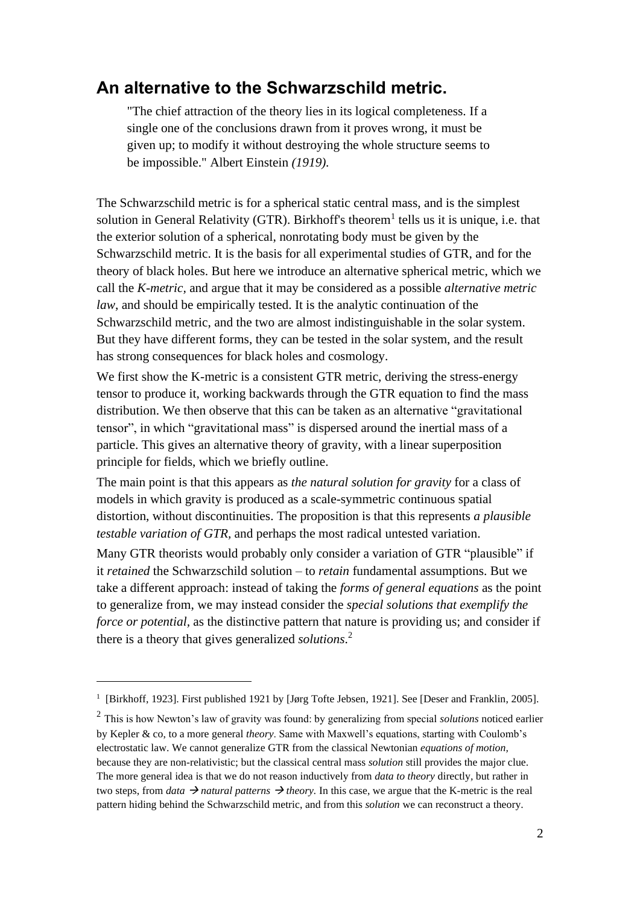## An alternative to the Schwarzschild metric.

> "The chief attraction of the theory lies in its logical completeness. If a single one of the conclusions drawn from it proves wrong, it must be given up; to modify it without destroying the whole structure seems to be impossible." Albert Einstein *(1919).*

The Schwarzschild metric is for a spherical static central mass, and is the simplest solution in General Relativity (GTR). Birkhoff's theorem[1] tells us it is unique, i.e. that the exterior solution of a spherical, nonrotating body must be given by the Schwarzschild metric. It is the basis for all experimental studies of GTR, and for the theory of black holes. But here we introduce an alternative spherical metric, which we call the *K-metric,* and argue that it may be considered as a possible *alternative metric law*, and should be empirically tested. It is the analytic continuation of the Schwarzschild metric, and the two are almost indistinguishable in the solar system. But they have different forms, they can be tested in the solar system, and the result has strong consequences for black holes and cosmology.

We first show the K-metric is a consistent GTR metric, deriving the stress-energy tensor to produce it, working backwards through the GTR equation to find the mass distribution. We then observe that this can be taken as an alternative "gravitational tensor", in which "gravitational mass" is dispersed around the inertial mass of a particle. This gives an alternative theory of gravity, with a linear superposition principle for fields, which we briefly outline.

The main point is that this appears as *the natural solution for gravity* for a class of models in which gravity is produced as a scale-symmetric continuous spatial distortion, without discontinuities. The proposition is that this represents *a plausible testable variation of GTR,* and perhaps the most radical untested variation.

Many GTR theorists would probably only consider a variation of GTR "plausible" if it *retained* the Schwarzschild solution – to *retain* fundamental assumptions. But we take a different approach: instead of taking the *forms of general equations* as the point to generalize from, we may instead consider the *special solutions that exemplify the force or potential*, as the distinctive pattern that nature is providing us; and consider if there is a theory that gives generalized *solutions*.[2]

---

[1] [Birkhoff, 1923]. First published 1921 by [Jørg Tofte Jebsen, 1921]. See [Deser and Franklin, 2005].

[2] This is how Newton's law of gravity was found: by generalizing from special *solutions* noticed earlier by Kepler & co, to a more general *theory*. Same with Maxwell's equations, starting with Coulomb's electrostatic law. We cannot generalize GTR from the classical Newtonian *equations of motion,* because they are non-relativistic; but the classical central mass *solution* still provides the major clue. The more general idea is that we do not reason inductively from *data to theory* directly, but rather in two steps, from *data* → *natural patterns* → *theory.* In this case, we argue that the K-metric is the real pattern hiding behind the Schwarzschild metric, and from this *solution* we can reconstruct a theory.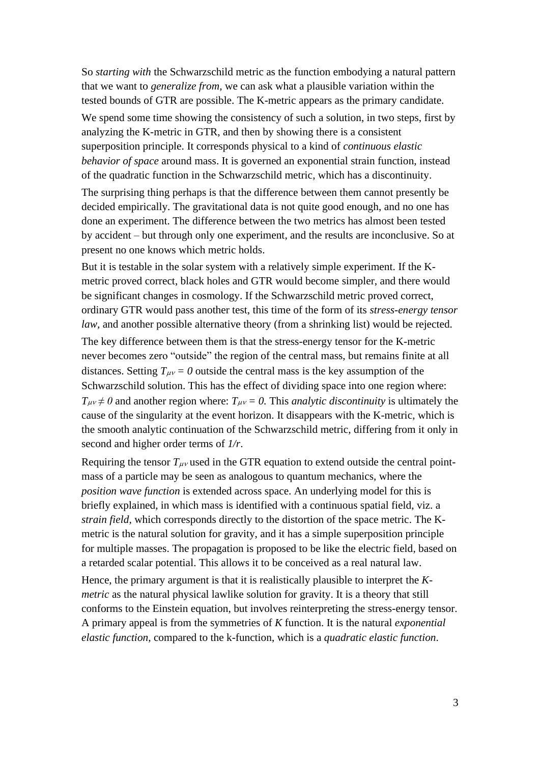So *starting with* the Schwarzschild metric as the function embodying a natural pattern that we want to *generalize from*, we can ask what a plausible variation within the tested bounds of GTR are possible. The K-metric appears as the primary candidate.

We spend some time showing the consistency of such a solution, in two steps, first by analyzing the K-metric in GTR, and then by showing there is a consistent superposition principle. It corresponds physical to a kind of *continuous elastic behavior of space* around mass. It is governed an exponential strain function, instead of the quadratic function in the Schwarzschild metric, which has a discontinuity.

The surprising thing perhaps is that the difference between them cannot presently be decided empirically. The gravitational data is not quite good enough, and no one has done an experiment. The difference between the two metrics has almost been tested by accident – but through only one experiment, and the results are inconclusive. So at present no one knows which metric holds.

But it is testable in the solar system with a relatively simple experiment. If the K-metric proved correct, black holes and GTR would become simpler, and there would be significant changes in cosmology. If the Schwarzschild metric proved correct, ordinary GTR would pass another test, this time of the form of its *stress-energy tensor law*, and another possible alternative theory (from a shrinking list) would be rejected.

The key difference between them is that the stress-energy tensor for the K-metric never becomes zero "outside" the region of the central mass, but remains finite at all distances. Setting $T_{\mu\nu} = 0$ outside the central mass is the key assumption of the Schwarzschild solution. This has the effect of dividing space into one region where: $T_{\mu\nu} \neq 0$ and another region where: $T_{\mu\nu} = 0$. This *analytic discontinuity* is ultimately the cause of the singularity at the event horizon. It disappears with the K-metric, which is the smooth analytic continuation of the Schwarzschild metric, differing from it only in second and higher order terms of $1/r$.

Requiring the tensor $T_{\mu\nu}$ used in the GTR equation to extend outside the central point-mass of a particle may be seen as analogous to quantum mechanics, where the *position wave function* is extended across space. An underlying model for this is briefly explained, in which mass is identified with a continuous spatial field, viz. a *strain field*, which corresponds directly to the distortion of the space metric. The K-metric is the natural solution for gravity, and it has a simple superposition principle for multiple masses. The propagation is proposed to be like the electric field, based on a retarded scalar potential. This allows it to be conceived as a real natural law.

Hence, the primary argument is that it is realistically plausible to interpret the *K-metric* as the natural physical lawlike solution for gravity. It is a theory that still conforms to the Einstein equation, but involves reinterpreting the stress-energy tensor. A primary appeal is from the symmetries of *K* function. It is the natural *exponential elastic function*, compared to the k-function, which is a *quadratic elastic function*.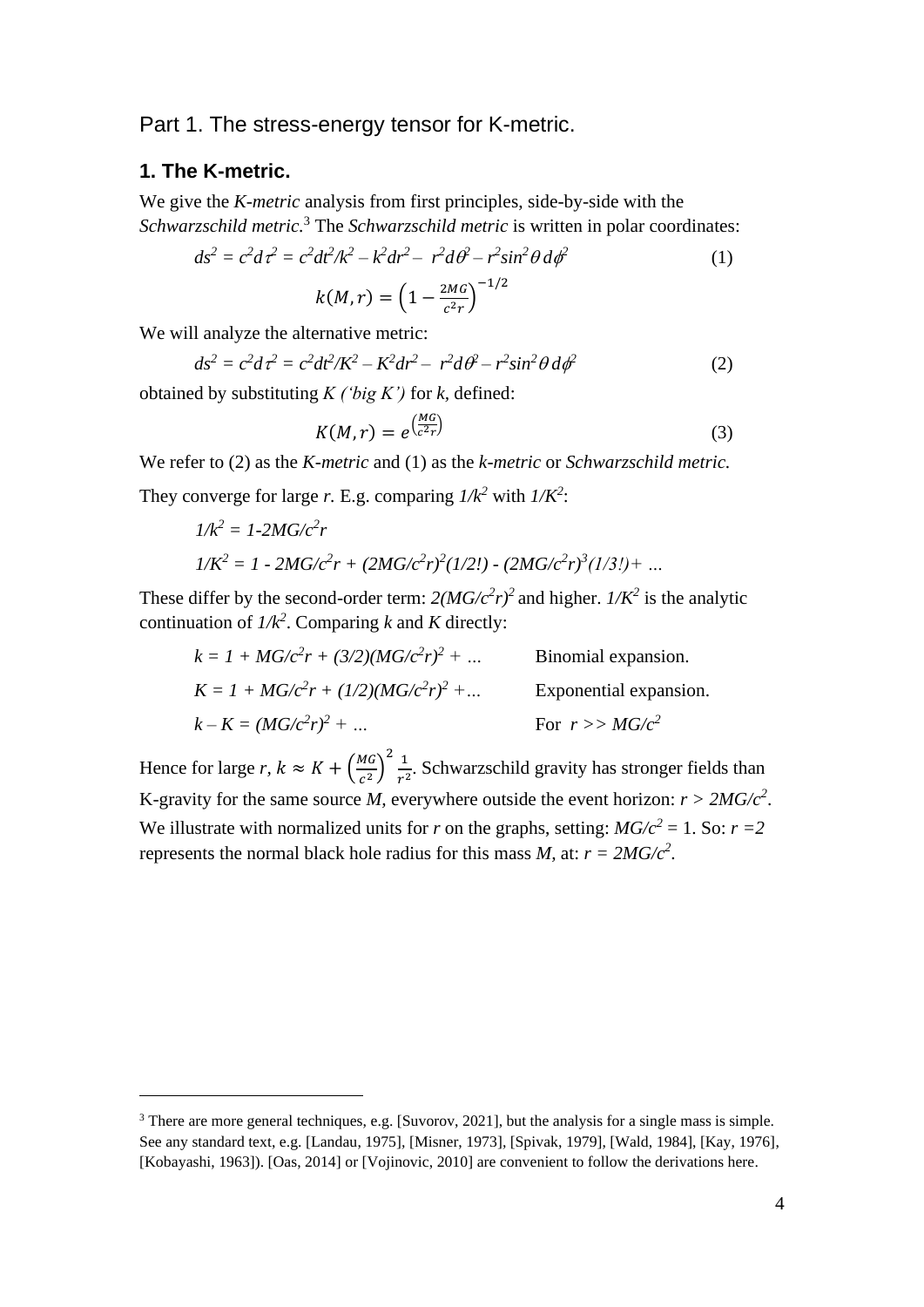Part 1. The stress-energy tensor for K-metric.

### 1. The K-metric.

We give the *K-metric* analysis from first principles, side-by-side with the *Schwarzschild metric*.[3] The *Schwarzschild metric* is written in polar coordinates:

$$ds^2 = c^2 d\tau^2 = c^2 dt^2/k^2 - k^2 dr^2 - r^2 d\theta^2 - r^2 \sin^2\theta\, d\phi^2 \tag{1}$$

$$k(M,r) = \left(1 - \frac{2MG}{c^2 r}\right)^{-1/2}$$

We will analyze the alternative metric:

$$ds^2 = c^2 d\tau^2 = c^2 dt^2/K^2 - K^2 dr^2 - r^2 d\theta^2 - r^2 \sin^2\theta\, d\phi^2 \tag{2}$$

obtained by substituting *K ('big K')* for *k*, defined:

$$K(M,r) = e^{\left(\frac{MG}{c^2 r}\right)} \tag{3}$$

We refer to (2) as the *K-metric* and (1) as the *k-metric* or *Schwarzschild metric*.

They converge for large *r*. E.g. comparing $1/k^2$ with $1/K^2$:

$$1/k^2 = 1 - 2MG/c^2 r$$

$$1/K^2 = 1 - 2MG/c^2 r + (2MG/c^2 r)^2 (1/2!) - (2MG/c^2 r)^3 (1/3!) + \ldots$$

These differ by the second-order term: $2(MG/c^2 r)^2$ and higher. $1/K^2$ is the analytic continuation of $1/k^2$. Comparing *k* and *K* directly:

| | |
|---|---|
| $k = 1 + MG/c^2 r + (3/2)(MG/c^2 r)^2 + \ldots$ | Binomial expansion. |
| $K = 1 + MG/c^2 r + (1/2)(MG/c^2 r)^2 + \ldots$ | Exponential expansion. |
| $k - K = (MG/c^2 r)^2 + \ldots$ | For $r >> MG/c^2$ |

Hence for large *r*, $k \approx K + \left(\frac{MG}{c^2}\right)^2 \frac{1}{r^2}$. Schwarzschild gravity has stronger fields than K-gravity for the same source *M*, everywhere outside the event horizon: $r > 2MG/c^2$. We illustrate with normalized units for *r* on the graphs, setting: $MG/c^2 = 1$. So: $r = 2$ represents the normal black hole radius for this mass *M*, at: $r = 2MG/c^2$.

---

[3] There are more general techniques, e.g. [Suvorov, 2021], but the analysis for a single mass is simple. See any standard text, e.g. [Landau, 1975], [Misner, 1973], [Spivak, 1979], [Wald, 1984], [Kay, 1976], [Kobayashi, 1963]). [Oas, 2014] or [Vojinovic, 2010] are convenient to follow the derivations here.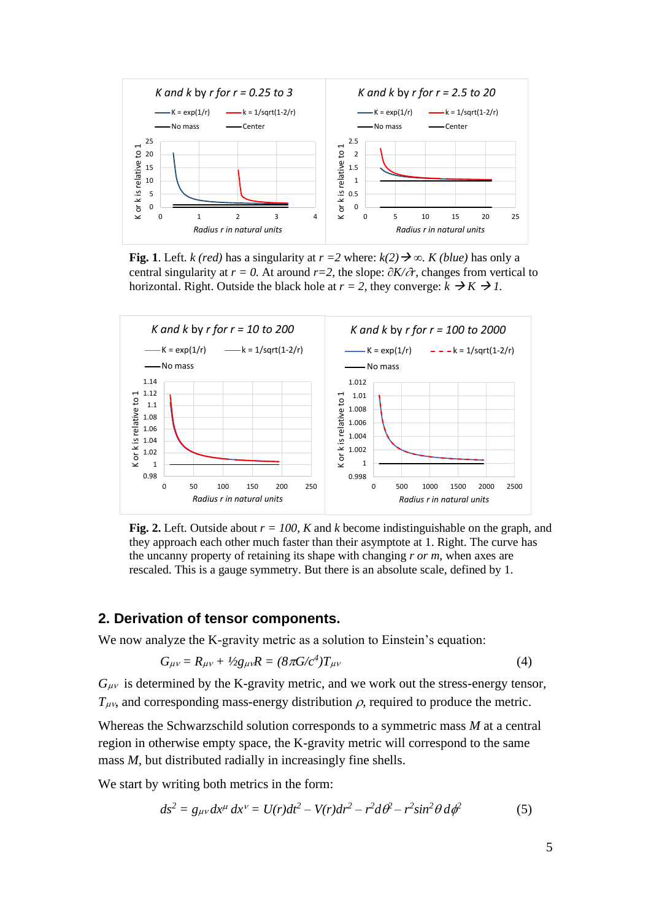**Fig. 1**. Left. $k$ *(red)* has a singularity at $r = 2$ where: $k(2) \rightarrow \infty$. $K$ *(blue)* has only a central singularity at $r = 0$. At around $r=2$, the slope: $\partial K/\partial r$, changes from vertical to horizontal. Right. Outside the black hole at $r = 2$, they converge: $k \rightarrow K \rightarrow 1$.

**Fig. 2.** Left. Outside about $r = 100$, $K$ and $k$ become indistinguishable on the graph, and they approach each other much faster than their asymptote at 1. Right. The curve has the uncanny property of retaining its shape with changing $r$ *or* $m$, when axes are rescaled. This is a gauge symmetry. But there is an absolute scale, defined by 1.

## 2. Derivation of tensor components.

We now analyze the K-gravity metric as a solution to Einstein's equation:

$$G_{\mu\nu} = R_{\mu\nu} + \tfrac{1}{2}g_{\mu\nu}R = (8\pi G/c^4)T_{\mu\nu} \tag{4}$$

$G_{\mu\nu}$ is determined by the K-gravity metric, and we work out the stress-energy tensor, $T_{\mu\nu}$, and corresponding mass-energy distribution $\rho$, required to produce the metric.

Whereas the Schwarzschild solution corresponds to a symmetric mass $M$ at a central region in otherwise empty space, the K-gravity metric will correspond to the same mass $M$, but distributed radially in increasingly fine shells.

We start by writing both metrics in the form:

$$ds^2 = g_{\mu\nu}dx^\mu\, dx^\nu = U(r)dt^2 - V(r)dr^2 - r^2d\theta^2 - r^2\sin^2\theta\, d\phi^2 \tag{5}$$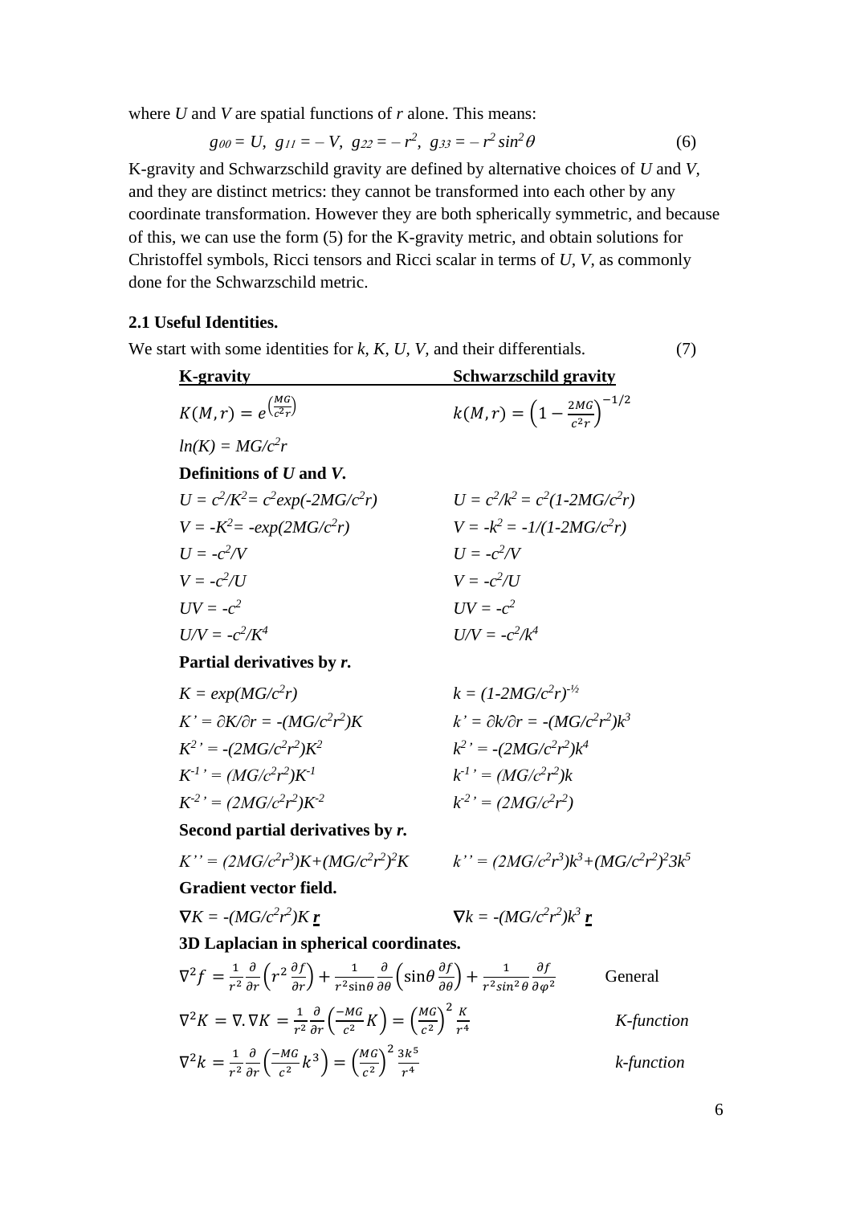where $U$ and $V$ are spatial functions of $r$ alone. This means:

$$g_{00} = U,\ \ g_{11} = -V,\ \ g_{22} = -r^2,\ \ g_{33} = -r^2 \sin^2\theta \qquad (6)$$

K-gravity and Schwarzschild gravity are defined by alternative choices of $U$ and $V$, and they are distinct metrics: they cannot be transformed into each other by any coordinate transformation. However they are both spherically symmetric, and because of this, we can use the form (5) for the K-gravity metric, and obtain solutions for Christoffel symbols, Ricci tensors and Ricci scalar in terms of $U$, $V$, as commonly done for the Schwarzschild metric.

### 2.1 Useful Identities.

We start with some identities for $k$, $K$, $U$, $V$, and their differentials. (7)

| **K-gravity** | **Schwarzschild gravity** |
|---|---|
| $K(M,r) = e^{\left(\frac{MG}{c^2 r}\right)}$ | $k(M,r) = \left(1 - \frac{2MG}{c^2 r}\right)^{-1/2}$ |
| $ln(K) = MG/c^2r$ | |
| **Definitions of $U$ and $V$.** | |
| $U = c^2/K^2 = c^2 exp(-2MG/c^2r)$ | $U = c^2/k^2 = c^2(1-2MG/c^2r)$ |
| $V = -K^2 = -exp(2MG/c^2r)$ | $V = -k^2 = -1/(1-2MG/c^2r)$ |
| $U = -c^2/V$ | $U = -c^2/V$ |
| $V = -c^2/U$ | $V = -c^2/U$ |
| $UV = -c^2$ | $UV = -c^2$ |
| $U/V = -c^2/K^4$ | $U/V = -c^2/k^4$ |
| **Partial derivatives by $r$.** | |
| $K = exp(MG/c^2r)$ | $k = (1-2MG/c^2r)^{-½}$ |
| $K' = \partial K/\partial r = -(MG/c^2r^2)K$ | $k' = \partial k/\partial r = -(MG/c^2r^2)k^3$ |
| $K^{2\prime} = -(2MG/c^2r^2)K^2$ | $k^{2\prime} = -(2MG/c^2r^2)k^4$ |
| $K^{-1\prime} = (MG/c^2r^2)K^{-1}$ | $k^{-1\prime} = (MG/c^2r^2)k$ |
| $K^{-2\prime} = (2MG/c^2r^2)K^{-2}$ | $k^{-2\prime} = (2MG/c^2r^2)$ |
| **Second partial derivatives by $r$.** | |
| $K'' = (2MG/c^2r^3)K+(MG/c^2r^2)^2K$ | $k'' = (2MG/c^2r^3)k^3+(MG/c^2r^2)^2 3k^5$ |
| **Gradient vector field.** | |
| $\nabla K = -(MG/c^2r^2)K\,\underline{\mathbf{r}}$ | $\nabla k = -(MG/c^2r^2)k^3\,\underline{\mathbf{r}}$ |

**3D Laplacian in spherical coordinates.**

$$\nabla^2 f = \frac{1}{r^2}\frac{\partial}{\partial r}\left(r^2\frac{\partial f}{\partial r}\right) + \frac{1}{r^2 \sin\theta}\frac{\partial}{\partial\theta}\left(\sin\theta\frac{\partial f}{\partial\theta}\right) + \frac{1}{r^2 sin^2\theta}\frac{\partial f}{\partial\varphi^2} \qquad \text{General}$$

$$\nabla^2 K = \nabla.\nabla K = \frac{1}{r^2}\frac{\partial}{\partial r}\left(\frac{-MG}{c^2}K\right) = \left(\frac{MG}{c^2}\right)^2\frac{K}{r^4} \qquad \textit{K-function}$$

$$\nabla^2 k = \frac{1}{r^2}\frac{\partial}{\partial r}\left(\frac{-MG}{c^2}k^3\right) = \left(\frac{MG}{c^2}\right)^2\frac{3k^5}{r^4} \qquad \textit{k-function}$$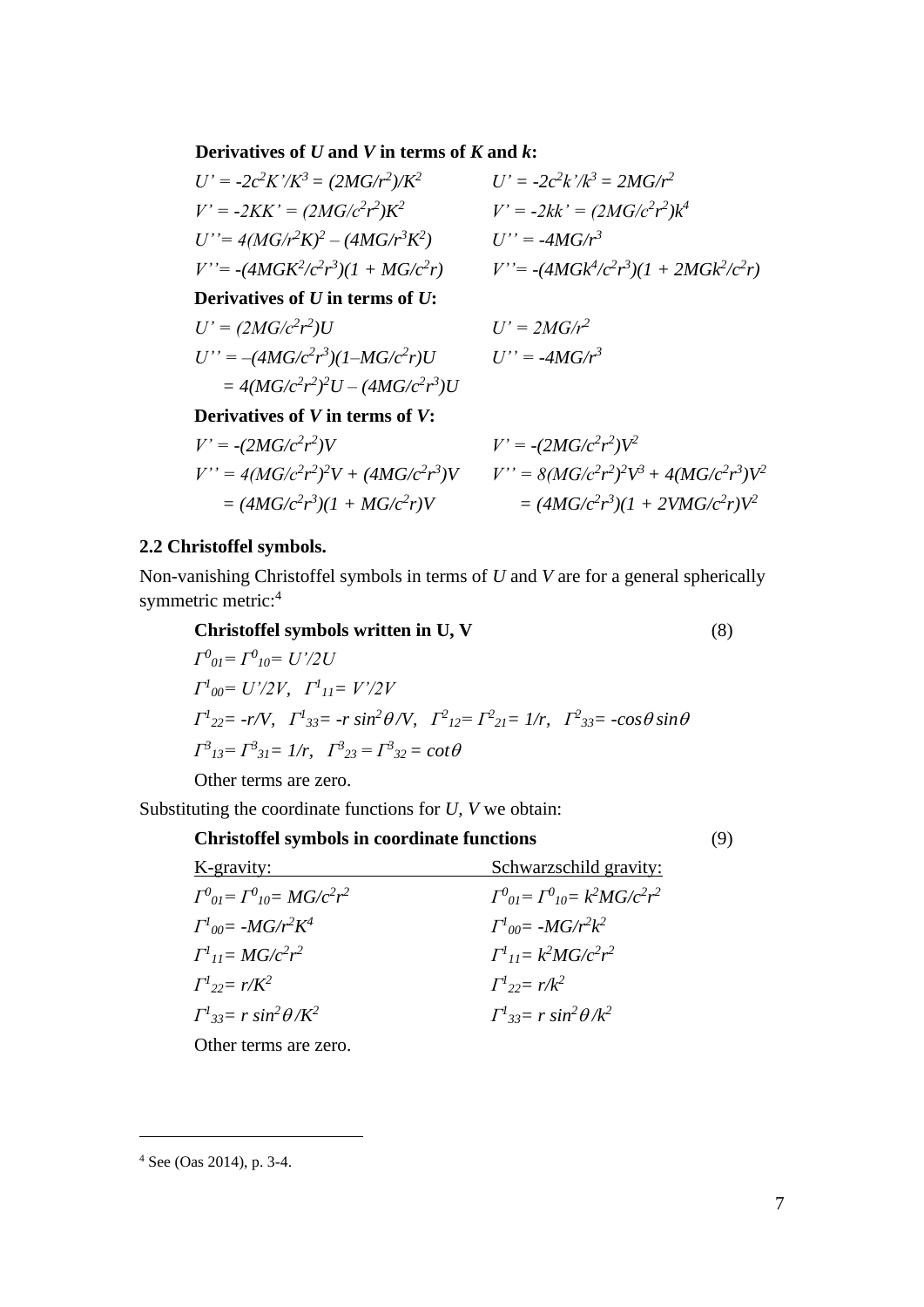**Derivatives of *U* and *V* in terms of *K* and *k*:**

| | |
|---|---|
| $U' = -2c^2K'/K^3 = (2MG/r^2)/K^2$ | $U' = -2c^2k'/k^3 = 2MG/r^2$ |
| $V' = -2KK' = (2MG/c^2r^2)K^2$ | $V' = -2kk' = (2MG/c^2r^2)k^4$ |
| $U'' = 4(MG/r^2K)^2 - (4MG/r^3K^2)$ | $U'' = -4MG/r^3$ |
| $V'' = -(4MGK^2/c^2r^3)(1 + MG/c^2r)$ | $V'' = -(4MGk^4/c^2r^3)(1 + 2MGk^2/c^2r)$ |

**Derivatives of *U* in terms of *U*:**

| | |
|---|---|
| $U' = (2MG/c^2r^2)U$ | $U' = 2MG/r^2$ |
| $U'' = -(4MG/c^2r^3)(1-MG/c^2r)U$ | $U'' = -4MG/r^3$ |
| $= 4(MG/c^2r^2)^2U - (4MG/c^2r^3)U$ | |

**Derivatives of *V* in terms of *V*:**

| | |
|---|---|
| $V' = -(2MG/c^2r^2)V$ | $V' = -(2MG/c^2r^2)V^2$ |
| $V'' = 4(MG/c^2r^2)^2V + (4MG/c^2r^3)V$ | $V'' = 8(MG/c^2r^2)^2V^3 + 4(MG/c^2r^3)V^2$ |
| $= (4MG/c^2r^3)(1 + MG/c^2r)V$ | $= (4MG/c^2r^3)(1 + 2VMG/c^2r)V^2$ |

## 2.2 Christoffel symbols.

Non-vanishing Christoffel symbols in terms of *U* and *V* are for a general spherically symmetric metric:[4]

**Christoffel symbols written in U, V** (8)

$\Gamma^0{}_{01} = \Gamma^0{}_{10} = U'/2U$

$\Gamma^1{}_{00} = U'/2V, \quad \Gamma^1{}_{11} = V'/2V$

$\Gamma^1{}_{22} = -r/V, \quad \Gamma^1{}_{33} = -r\sin^2\theta/V, \quad \Gamma^2{}_{12} = \Gamma^2{}_{21} = 1/r, \quad \Gamma^2{}_{33} = -\cos\theta\sin\theta$

$\Gamma^3{}_{13} = \Gamma^3{}_{31} = 1/r, \quad \Gamma^3{}_{23} = \Gamma^3{}_{32} = \cot\theta$

Other terms are zero.

Substituting the coordinate functions for *U*, *V* we obtain:

**Christoffel symbols in coordinate functions** (9)

| K-gravity: | Schwarzschild gravity: |
|---|---|
| $\Gamma^0{}_{01} = \Gamma^0{}_{10} = MG/c^2r^2$ | $\Gamma^0{}_{01} = \Gamma^0{}_{10} = k^2MG/c^2r^2$ |
| $\Gamma^1{}_{00} = -MG/r^2K^4$ | $\Gamma^1{}_{00} = -MG/r^2k^2$ |
| $\Gamma^1{}_{11} = MG/c^2r^2$ | $\Gamma^1{}_{11} = k^2MG/c^2r^2$ |
| $\Gamma^1{}_{22} = r/K^2$ | $\Gamma^1{}_{22} = r/k^2$ |
| $\Gamma^1{}_{33} = r\sin^2\theta/K^2$ | $\Gamma^1{}_{33} = r\sin^2\theta/k^2$ |

Other terms are zero.

---

[4] See (Oas 2014), p. 3-4.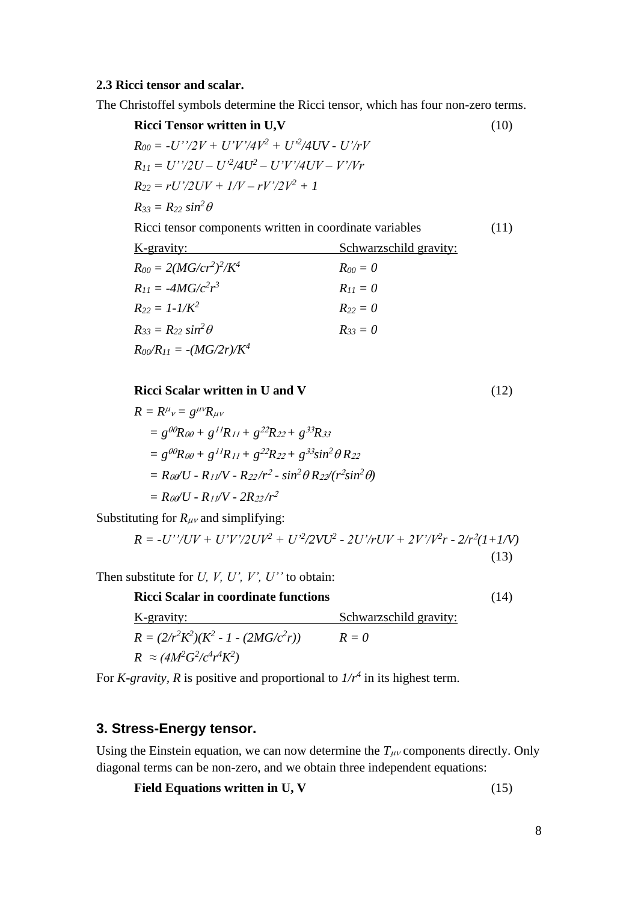### 2.3 Ricci tensor and scalar.

The Christoffel symbols determine the Ricci tensor, which has four non-zero terms.

**Ricci Tensor written in U,V** (10)

$$R_{00} = -U''/2V + U'V'/4V^2 + U'^2/4UV - U'/rV$$

$$R_{11} = U''/2U - U'^2/4U^2 - U'V'/4UV - V'/Vr$$

$$R_{22} = rU'/2UV + 1/V - rV'/2V^2 + 1$$

$$R_{33} = R_{22} \sin^2\theta$$

Ricci tensor components written in coordinate variables (11)

| K-gravity: | Schwarzschild gravity: |
|---|---|
| $R_{00} = 2(MG/cr^2)^2/K^4$ | $R_{00} = 0$ |
| $R_{11} = -4MG/c^2r^3$ | $R_{11} = 0$ |
| $R_{22} = 1-1/K^2$ | $R_{22} = 0$ |
| $R_{33} = R_{22} \sin^2\theta$ | $R_{33} = 0$ |
| $R_{00}/R_{11} = -(MG/2r)/K^4$ | |

**Ricci Scalar written in U and V** (12)

$$R = R^{\mu}{}_{\nu} = g^{\mu\nu}R_{\mu\nu}$$

$$= g^{00}R_{00} + g^{11}R_{11} + g^{22}R_{22} + g^{33}R_{33}$$

$$= g^{00}R_{00} + g^{11}R_{11} + g^{22}R_{22} + g^{33}\sin^2\theta\, R_{22}$$

$$= R_{00}/U - R_{11}/V - R_{22}/r^2 - \sin^2\theta\, R_{22}/(r^2\sin^2\theta)$$

$$= R_{00}/U - R_{11}/V - 2R_{22}/r^2$$

Substituting for $R_{\mu\nu}$ and simplifying:

$$R = -U''/UV + U'V'/2UV^2 + U'^2/2VU^2 - 2U'/rUV + 2V'/V^2r - 2/r^2(1+1/V) \quad (13)$$

Then substitute for $U, V, U', V', U''$ to obtain:

**Ricci Scalar in coordinate functions** (14)

| K-gravity: | Schwarzschild gravity: |
|---|---|
| $R = (2/r^2K^2)(K^2 - 1 - (2MG/c^2r))$ | $R = 0$ |
| $R \approx (4M^2G^2/c^4r^4K^2)$ | |

For *K-gravity*, $R$ is positive and proportional to $1/r^4$ in its highest term.

## 3. Stress-Energy tensor.

Using the Einstein equation, we can now determine the $T_{\mu\nu}$ components directly. Only diagonal terms can be non-zero, and we obtain three independent equations:

**Field Equations written in U, V** (15)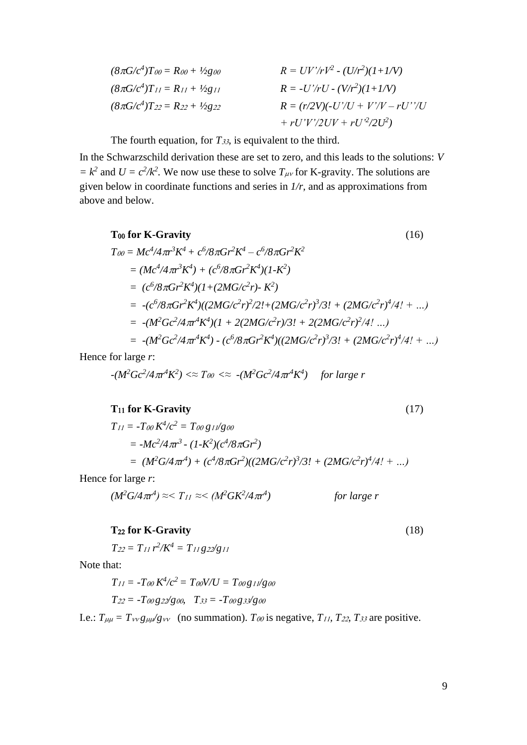$$(8\pi G/c^4)T_{00} = R_{00} + \tfrac{1}{2}g_{00} \qquad R = UV'/rV^2 - (U/r^2)(1+1/V)$$

$$(8\pi G/c^4)T_{11} = R_{11} + \tfrac{1}{2}g_{11} \qquad R = -U'/rU - (V/r^2)(1+1/V)$$

$$(8\pi G/c^4)T_{22} = R_{22} + \tfrac{1}{2}g_{22} \qquad R = (r/2V)(-U'/U + V'/V - rU''/U + rU'V'/2UV + rU'^2/2U^2)$$

The fourth equation, for $T_{33}$, is equivalent to the third.

In the Schwarzschild derivation these are set to zero, and this leads to the solutions: $V = k^2$ and $U = c^2/k^2$. We now use these to solve $T_{\mu\nu}$ for K-gravity. The solutions are given below in coordinate functions and series in $1/r$, and as approximations from above and below.

**$T_{00}$ for K-Gravity** (16)

$$
\begin{aligned}
T_{00} &= Mc^4/4\pi r^3K^4 + c^6/8\pi Gr^2K^4 - c^6/8\pi Gr^2K^2 \\
&= (Mc^4/4\pi r^3K^4) + (c^6/8\pi Gr^2K^4)(1-K^2) \\
&= (c^6/8\pi Gr^2K^4)(1+(2MG/c^2r)- K^2) \\
&= -(c^6/8\pi Gr^2K^4)((2MG/c^2r)^2/2!+(2MG/c^2r)^3/3! + (2MG/c^2r)^4/4! + \ldots) \\
&= -(M^2Gc^2/4\pi r^4K^4)(1 + 2(2MG/c^2r)/3! + 2(2MG/c^2r)^2/4! \ldots) \\
&= -(M^2Gc^2/4\pi r^4K^4) - (c^6/8\pi Gr^2K^4)((2MG/c^2r)^3/3! + (2MG/c^2r)^4/4! + \ldots)
\end{aligned}
$$

Hence for large $r$:

$$-(M^2Gc^2/4\pi r^4K^2) <\approx T_{00} <\approx -(M^2Gc^2/4\pi r^4K^4) \quad \textit{for large } r$$

**$T_{11}$ for K-Gravity** (17)

$$
\begin{aligned}
T_{11} &= -T_{00}\,K^4/c^2 = T_{00}\,g_{11}/g_{00} \\
&= -Mc^2/4\pi r^3 - (1-K^2)(c^4/8\pi Gr^2) \\
&= (M^2G/4\pi r^4) + (c^4/8\pi Gr^2)((2MG/c^2r)^3/3! + (2MG/c^2r)^4/4! + \ldots)
\end{aligned}
$$

Hence for large $r$:

$$(M^2G/4\pi r^4) \approx< T_{11} \approx< (M^2GK^2/4\pi r^4) \qquad \textit{for large } r$$

**$T_{22}$ for K-Gravity** (18)

$$T_{22} = T_{11}\,r^2/K^4 = T_{11}\,g_{22}/g_{11}$$

Note that:

$$T_{11} = -T_{00}\,K^4/c^2 = T_{00}V/U = T_{00}\,g_{11}/g_{00}$$

$$T_{22} = -T_{00}\,g_{22}/g_{00}, \quad T_{33} = -T_{00}\,g_{33}/g_{00}$$

I.e.: $T_{\mu\mu} = T_{\nu\nu}\,g_{\mu\mu}/g_{\nu\nu}$ (no summation). $T_{00}$ is negative, $T_{11}$, $T_{22}$, $T_{33}$ are positive.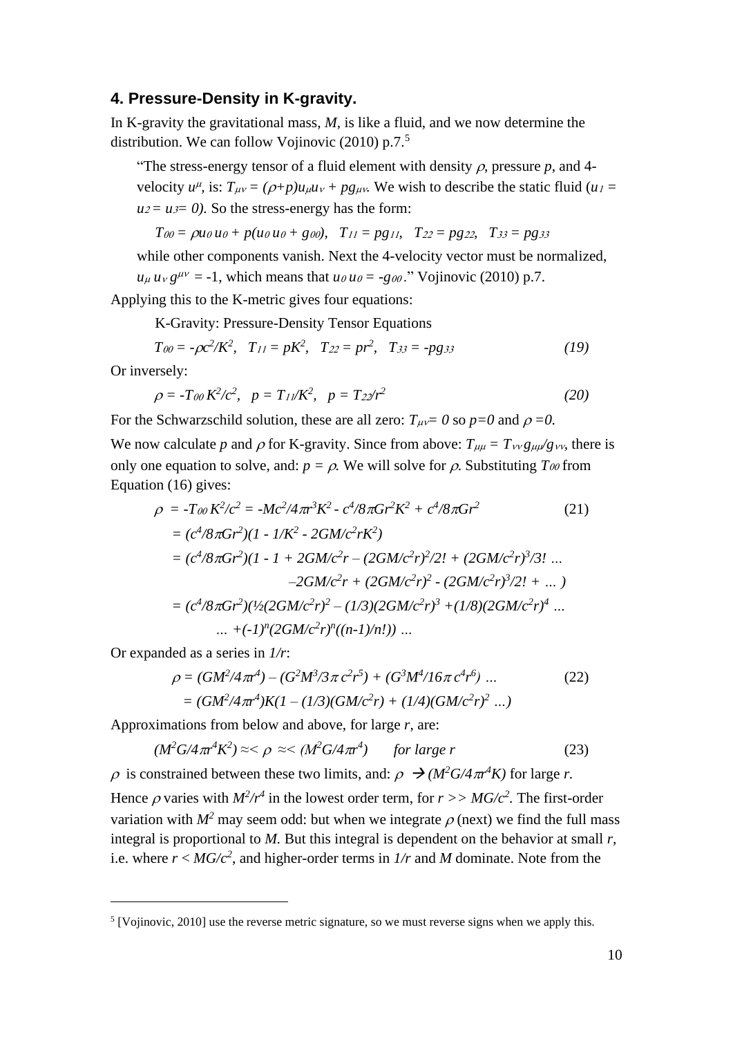## 4. Pressure-Density in K-gravity.

In K-gravity the gravitational mass, $M$, is like a fluid, and we now determine the distribution. We can follow Vojinovic (2010) p.7.[5]

> "The stress-energy tensor of a fluid element with density $\rho$, pressure $p$, and 4-velocity $u^\mu$, is: $T_{\mu\nu} = (\rho + p)u_\mu u_\nu + pg_{\mu\nu}$. We wish to describe the static fluid ($u_1 = u_2 = u_3 = 0$). So the stress-energy has the form:
>
> $T_{00} = \rho u_0 u_0 + p(u_0 u_0 + g_{00}),\quad T_{11} = pg_{11},\quad T_{22} = pg_{22},\quad T_{33} = pg_{33}$
>
> while other components vanish. Next the 4-velocity vector must be normalized, $u_\mu u_\nu g^{\mu\nu} = -1$, which means that $u_0 u_0 = -g_{00}$." Vojinovic (2010) p.7.

Applying this to the K-metric gives four equations:

K-Gravity: Pressure-Density Tensor Equations

$$T_{00} = -\rho c^2/K^2,\quad T_{11} = pK^2,\quad T_{22} = pr^2,\quad T_{33} = -pg_{33} \tag{19}$$

Or inversely:

$$\rho = -T_{00}\,K^2/c^2,\quad p = T_{11}/K^2,\quad p = T_{22}/r^2 \tag{20}$$

For the Schwarzschild solution, these are all zero: $T_{\mu\nu} = 0$ so $p = 0$ and $\rho = 0$.

We now calculate $p$ and $\rho$ for K-gravity. Since from above: $T_{\mu\mu} = T_{\nu\nu}\,g_{\mu\mu}/g_{\nu\nu}$, there is only one equation to solve, and: $p = \rho$. We will solve for $\rho$. Substituting $T_{00}$ from Equation (16) gives:

$$\begin{aligned}
\rho &= -T_{00}\,K^2/c^2 = -Mc^2/4\pi r^3K^2 - c^4/8\pi Gr^2K^2 + c^4/8\pi Gr^2 \qquad (21)\\
&= (c^4/8\pi Gr^2)(1 - 1/K^2 - 2GM/c^2rK^2)\\
&= (c^4/8\pi Gr^2)(1 - 1 + 2GM/c^2r - (2GM/c^2r)^2/2! + (2GM/c^2r)^3/3! \ldots\\
&\qquad -2GM/c^2r + (2GM/c^2r)^2 - (2GM/c^2r)^3/2! + \ldots)\\
&= (c^4/8\pi Gr^2)(½(2GM/c^2r)^2 - (1/3)(2GM/c^2r)^3 + (1/8)(2GM/c^2r)^4 \ldots\\
&\qquad \ldots + (-1)^n(2GM/c^2r)^n((n-1)/n!)) \ldots
\end{aligned}$$

Or expanded as a series in $1/r$:

$$\begin{aligned}
\rho &= (GM^2/4\pi r^4) - (G^2M^3/3\pi c^2r^5) + (G^3M^4/16\pi c^4r^6) \ldots \qquad (22)\\
&= (GM^2/4\pi r^4)K(1 - (1/3)(GM/c^2r) + (1/4)(GM/c^2r)^2 \ldots)
\end{aligned}$$

Approximations from below and above, for large $r$, are:

$$(M^2G/4\pi r^4K^2) \approx< \rho \approx< (M^2G/4\pi r^4) \qquad \text{for large } r \tag{23}$$

$\rho$ is constrained between these two limits, and: $\rho \rightarrow (M^2G/4\pi r^4K)$ for large $r$.

Hence $\rho$ varies with $M^2/r^4$ in the lowest order term, for $r >> MG/c^2$. The first-order variation with $M^2$ may seem odd: but when we integrate $\rho$ (next) we find the full mass integral is proportional to $M$. But this integral is dependent on the behavior at small $r$, i.e. where $r < MG/c^2$, and higher-order terms in $1/r$ and $M$ dominate. Note from the

---

[5] [Vojinovic, 2010] use the reverse metric signature, so we must reverse signs when we apply this.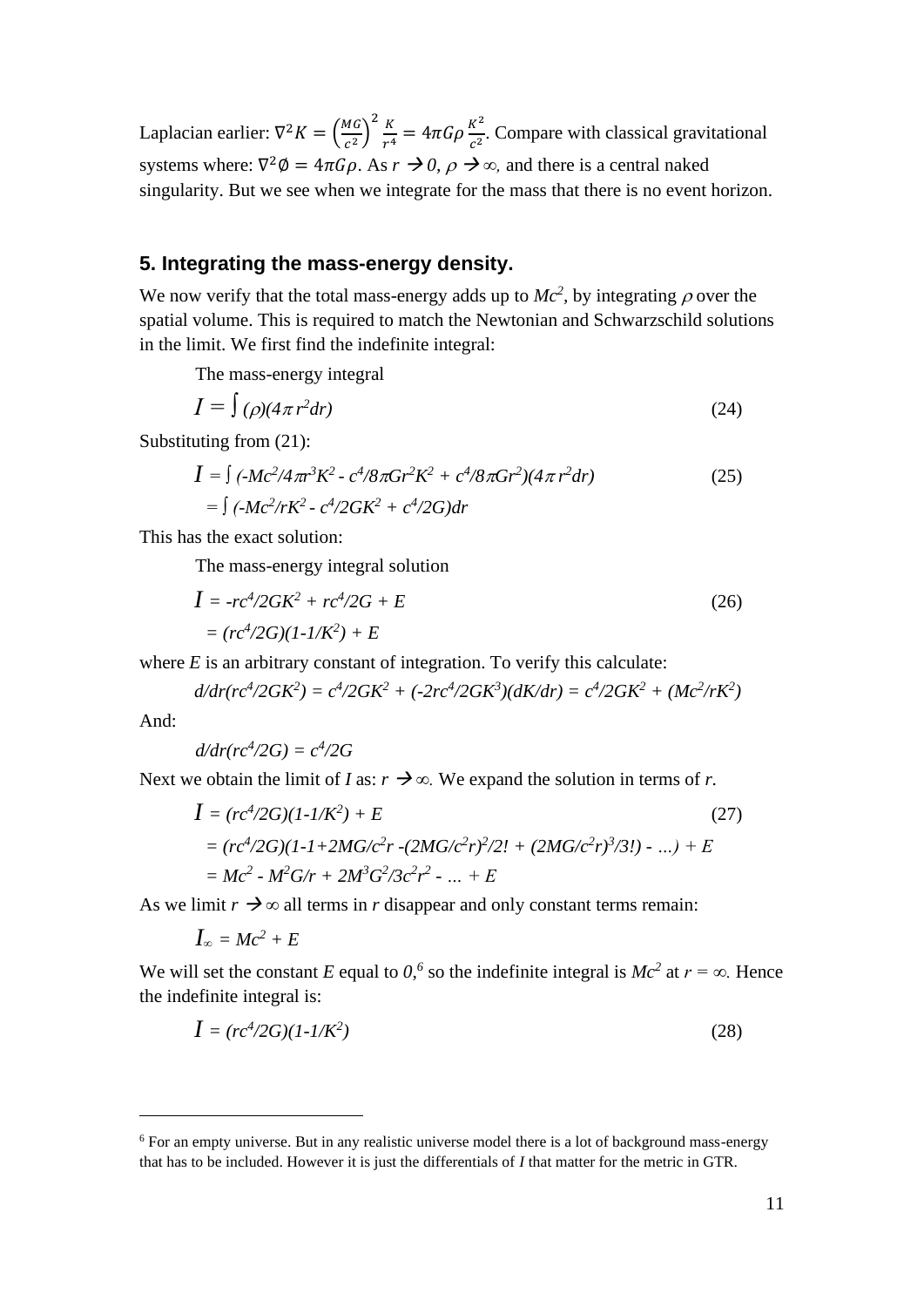Laplacian earlier: $\nabla^2 K = \left(\frac{MG}{c^2}\right)^2 \frac{K}{r^4} = 4\pi G\rho \frac{K^2}{c^2}$. Compare with classical gravitational systems where: $\nabla^2 \emptyset = 4\pi G\rho$. As $r \to 0$, $\rho \to \infty$, and there is a central naked singularity. But we see when we integrate for the mass that there is no event horizon.

### 5. Integrating the mass-energy density.

We now verify that the total mass-energy adds up to $Mc^2$, by integrating $\rho$ over the spatial volume. This is required to match the Newtonian and Schwarzschild solutions in the limit. We first find the indefinite integral:

The mass-energy integral

$$I = \int (\rho)(4\pi r^2 dr) \tag{24}$$

Substituting from (21):

$$I = \int (-Mc^2/4\pi r^3 K^2 - c^4/8\pi G r^2 K^2 + c^4/8\pi G r^2)(4\pi r^2 dr) \tag{25}$$

$$= \int (-Mc^2/rK^2 - c^4/2GK^2 + c^4/2G)dr$$

This has the exact solution:

The mass-energy integral solution

$$I = -rc^4/2GK^2 + rc^4/2G + E \tag{26}$$

$$= (rc^4/2G)(1-1/K^2) + E$$

where $E$ is an arbitrary constant of integration. To verify this calculate:

$$d/dr(rc^4/2GK^2) = c^4/2GK^2 + (-2rc^4/2GK^3)(dK/dr) = c^4/2GK^2 + (Mc^2/rK^2)$$

And:

$$d/dr(rc^4/2G) = c^4/2G$$

Next we obtain the limit of $I$ as: $r \to \infty$. We expand the solution in terms of $r$.

$$I = (rc^4/2G)(1-1/K^2) + E \tag{27}$$

$$= (rc^4/2G)(1-1+2MG/c^2r - (2MG/c^2r)^2/2! + (2MG/c^2r)^3/3!) - \ldots) + E$$

$$= Mc^2 - M^2G/r + 2M^3G^2/3c^2r^2 - \ldots + E$$

As we limit $r \to \infty$ all terms in $r$ disappear and only constant terms remain:

$$I_\infty = Mc^2 + E$$

We will set the constant $E$ equal to $0$,[6] so the indefinite integral is $Mc^2$ at $r = \infty$. Hence the indefinite integral is:

$$I = (rc^4/2G)(1-1/K^2) \tag{28}$$

[6] For an empty universe. But in any realistic universe model there is a lot of background mass-energy that has to be included. However it is just the differentials of $I$ that matter for the metric in GTR.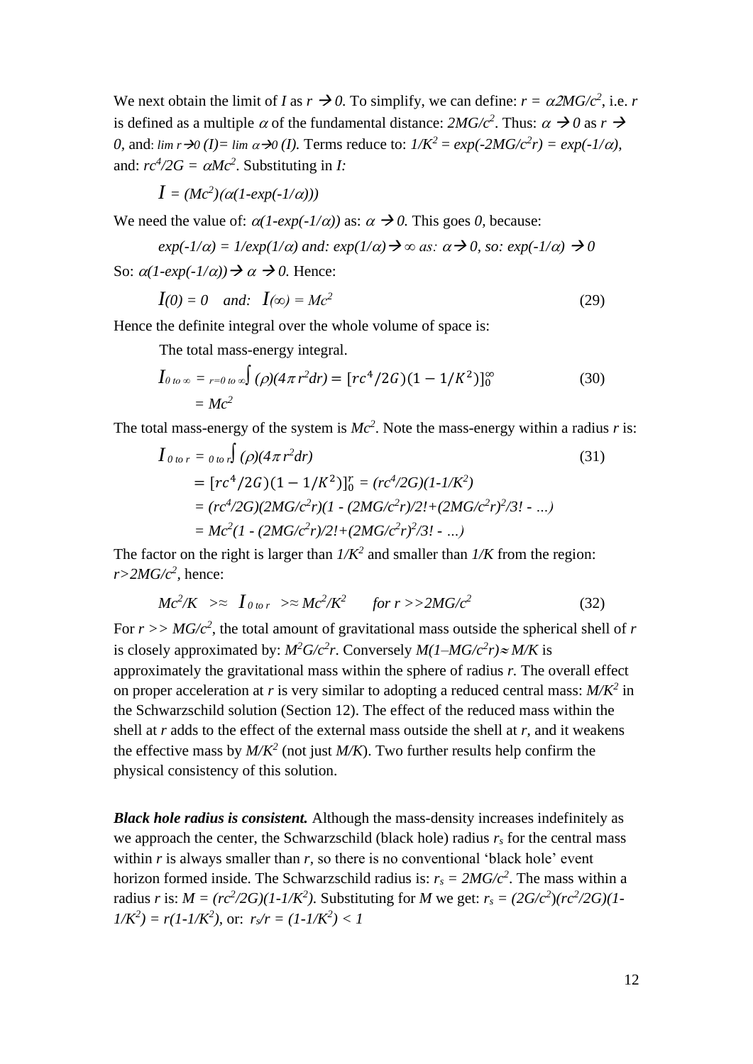We next obtain the limit of $I$ as $r \rightarrow 0$. To simplify, we can define: $r = \alpha 2MG/c^2$, i.e. $r$ is defined as a multiple $\alpha$ of the fundamental distance: $2MG/c^2$. Thus: $\alpha \rightarrow 0$ as $r \rightarrow 0$, and: $\lim_{r \rightarrow 0} (I) = \lim_{\alpha \rightarrow 0} (I)$. Terms reduce to: $1/K^2 = \exp(-2MG/c^2 r) = \exp(-1/\alpha)$, and: $rc^4/2G = \alpha Mc^2$. Substituting in $I$:

$$I = (Mc^2)(\alpha(1-\exp(-1/\alpha)))$$

We need the value of: $\alpha(1-\exp(-1/\alpha))$ as: $\alpha \rightarrow 0$. This goes $0$, because:

$$\exp(-1/\alpha) = 1/\exp(1/\alpha) \text{ and: } \exp(1/\alpha) \rightarrow \infty \text{ as: } \alpha \rightarrow 0, \text{ so: } \exp(-1/\alpha) \rightarrow 0$$

So: $\alpha(1-\exp(-1/\alpha)) \rightarrow \alpha \rightarrow 0$. Hence:

$$I(0) = 0 \quad \text{and:} \quad I(\infty) = Mc^2 \tag{29}$$

Hence the definite integral over the whole volume of space is:

The total mass-energy integral.

$$I_{0 \text{ to } \infty} = \int_{r=0 \text{ to } \infty} (\rho)(4\pi r^2 dr) = [rc^4/2G)(1 - 1/K^2)]_0^\infty = Mc^2 \tag{30}$$

The total mass-energy of the system is $Mc^2$. Note the mass-energy within a radius $r$ is:

$$\begin{aligned} I_{0 \text{ to } r} &= \int_{0 \text{ to } r} (\rho)(4\pi r^2 dr) \\ &= [rc^4/2G)(1 - 1/K^2)]_0^r = (rc^4/2G)(1-1/K^2) \\ &= (rc^4/2G)(2MG/c^2 r)(1 - (2MG/c^2 r)/2! + (2MG/c^2 r)^2/3! - \ldots) \\ &= Mc^2(1 - (2MG/c^2 r)/2! + (2MG/c^2 r)^2/3! - \ldots) \end{aligned} \tag{31}$$

The factor on the right is larger than $1/K^2$ and smaller than $1/K$ from the region: $r > 2MG/c^2$, hence:

$$Mc^2/K \;\; >\approx \;\; I_{0 \text{ to } r} \;\; >\approx Mc^2/K^2 \qquad \text{for } r >> 2MG/c^2 \tag{32}$$

For $r >> MG/c^2$, the total amount of gravitational mass outside the spherical shell of $r$ is closely approximated by: $M^2G/c^2 r$. Conversely $M(1 - MG/c^2 r) \approx M/K$ is approximately the gravitational mass within the sphere of radius $r$. The overall effect on proper acceleration at $r$ is very similar to adopting a reduced central mass: $M/K^2$ in the Schwarzschild solution (Section 12). The effect of the reduced mass within the shell at $r$ adds to the effect of the external mass outside the shell at $r$, and it weakens the effective mass by $M/K^2$ (not just $M/K$). Two further results help confirm the physical consistency of this solution.

***Black hole radius is consistent.*** Although the mass-density increases indefinitely as we approach the center, the Schwarzschild (black hole) radius $r_s$ for the central mass within $r$ is always smaller than $r$, so there is no conventional 'black hole' event horizon formed inside. The Schwarzschild radius is: $r_s = 2MG/c^2$. The mass within a radius $r$ is: $M = (rc^2/2G)(1-1/K^2)$. Substituting for $M$ we get: $r_s = (2G/c^2)(rc^2/2G)(1-1/K^2) = r(1-1/K^2)$, or: $r_s/r = (1-1/K^2) < 1$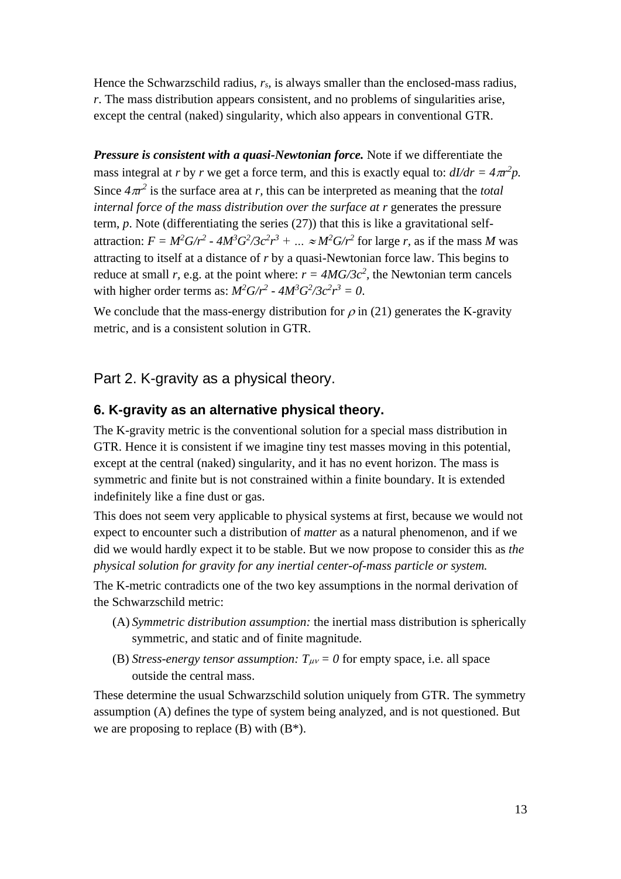Hence the Schwarzschild radius, $r_s$, is always smaller than the enclosed-mass radius, $r$. The mass distribution appears consistent, and no problems of singularities arise, except the central (naked) singularity, which also appears in conventional GTR.

***Pressure is consistent with a quasi-Newtonian force.*** Note if we differentiate the mass integral at $r$ by $r$ we get a force term, and this is exactly equal to: $dI/dr = 4\pi r^2 p$. Since $4\pi r^2$ is the surface area at $r$, this can be interpreted as meaning that the *total internal force of the mass distribution over the surface at r* generates the pressure term, $p$. Note (differentiating the series (27)) that this is like a gravitational self-attraction: $F = M^2G/r^2 - 4M^3G^2/3c^2r^3 + \ldots \approx M^2G/r^2$ for large $r$, as if the mass $M$ was attracting to itself at a distance of $r$ by a quasi-Newtonian force law. This begins to reduce at small $r$, e.g. at the point where: $r = 4MG/3c^2$, the Newtonian term cancels with higher order terms as: $M^2G/r^2 - 4M^3G^2/3c^2r^3 = 0$.

We conclude that the mass-energy distribution for $\rho$ in (21) generates the K-gravity metric, and is a consistent solution in GTR.

# Part 2. K-gravity as a physical theory.

## 6. K-gravity as an alternative physical theory.

The K-gravity metric is the conventional solution for a special mass distribution in GTR. Hence it is consistent if we imagine tiny test masses moving in this potential, except at the central (naked) singularity, and it has no event horizon. The mass is symmetric and finite but is not constrained within a finite boundary. It is extended indefinitely like a fine dust or gas.

This does not seem very applicable to physical systems at first, because we would not expect to encounter such a distribution of *matter* as a natural phenomenon, and if we did we would hardly expect it to be stable. But we now propose to consider this as *the physical solution for gravity for any inertial center-of-mass particle or system.*

The K-metric contradicts one of the two key assumptions in the normal derivation of the Schwarzschild metric:

(A) *Symmetric distribution assumption:* the inertial mass distribution is spherically symmetric, and static and of finite magnitude.

(B) *Stress-energy tensor assumption:* $T_{\mu\nu} = 0$ for empty space, i.e. all space outside the central mass.

These determine the usual Schwarzschild solution uniquely from GTR. The symmetry assumption (A) defines the type of system being analyzed, and is not questioned. But we are proposing to replace (B) with (B*).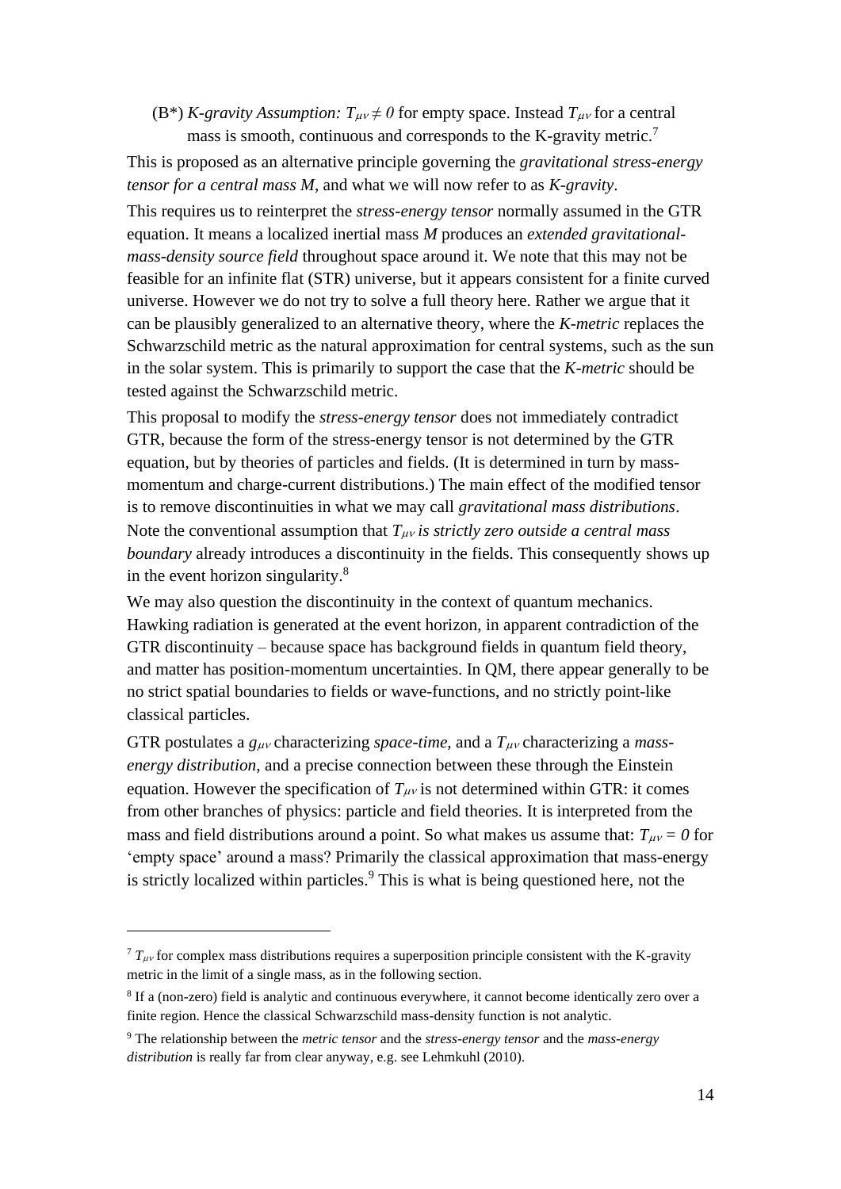(B*) *K-gravity Assumption:* $T_{\mu\nu} \neq 0$ for empty space. Instead $T_{\mu\nu}$ for a central mass is smooth, continuous and corresponds to the K-gravity metric.[7]

This is proposed as an alternative principle governing the *gravitational stress-energy tensor for a central mass M*, and what we will now refer to as *K-gravity*.

This requires us to reinterpret the *stress-energy tensor* normally assumed in the GTR equation. It means a localized inertial mass *M* produces an *extended gravitational-mass-density source field* throughout space around it. We note that this may not be feasible for an infinite flat (STR) universe, but it appears consistent for a finite curved universe. However we do not try to solve a full theory here. Rather we argue that it can be plausibly generalized to an alternative theory, where the *K-metric* replaces the Schwarzschild metric as the natural approximation for central systems, such as the sun in the solar system. This is primarily to support the case that the *K-metric* should be tested against the Schwarzschild metric.

This proposal to modify the *stress-energy tensor* does not immediately contradict GTR, because the form of the stress-energy tensor is not determined by the GTR equation, but by theories of particles and fields. (It is determined in turn by mass-momentum and charge-current distributions.) The main effect of the modified tensor is to remove discontinuities in what we may call *gravitational mass distributions*. Note the conventional assumption that $T_{\mu\nu}$ *is strictly zero outside a central mass boundary* already introduces a discontinuity in the fields. This consequently shows up in the event horizon singularity.[8]

We may also question the discontinuity in the context of quantum mechanics. Hawking radiation is generated at the event horizon, in apparent contradiction of the GTR discontinuity – because space has background fields in quantum field theory, and matter has position-momentum uncertainties. In QM, there appear generally to be no strict spatial boundaries to fields or wave-functions, and no strictly point-like classical particles.

GTR postulates a $g_{\mu\nu}$ characterizing *space-time,* and a $T_{\mu\nu}$ characterizing a *mass-energy distribution,* and a precise connection between these through the Einstein equation. However the specification of $T_{\mu\nu}$ is not determined within GTR: it comes from other branches of physics: particle and field theories. It is interpreted from the mass and field distributions around a point. So what makes us assume that: $T_{\mu\nu} = 0$ for 'empty space' around a mass? Primarily the classical approximation that mass-energy is strictly localized within particles.[9] This is what is being questioned here, not the

---

[7] $T_{\mu\nu}$ for complex mass distributions requires a superposition principle consistent with the K-gravity metric in the limit of a single mass, as in the following section.

[8] If a (non-zero) field is analytic and continuous everywhere, it cannot become identically zero over a finite region. Hence the classical Schwarzschild mass-density function is not analytic.

[9] The relationship between the *metric tensor* and the *stress-energy tensor* and the *mass-energy distribution* is really far from clear anyway, e.g. see Lehmkuhl (2010).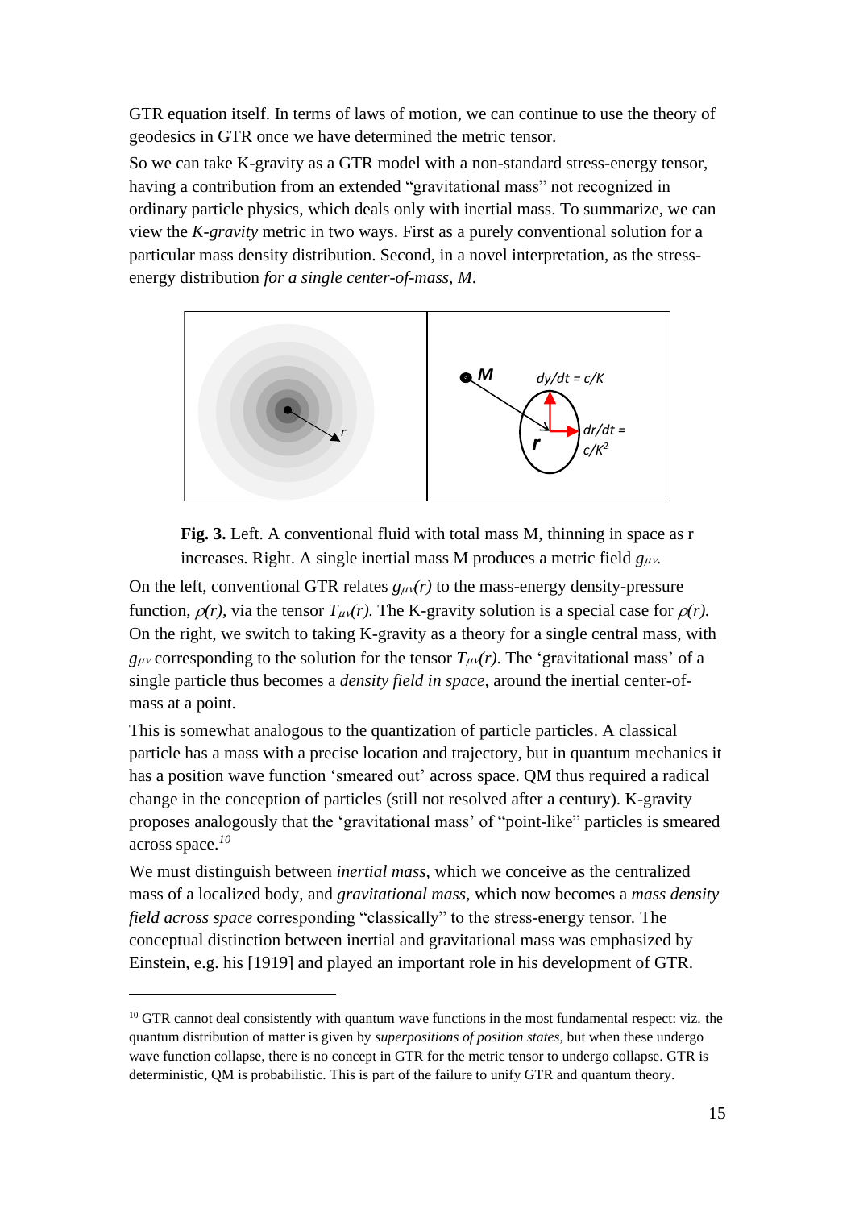GTR equation itself. In terms of laws of motion, we can continue to use the theory of geodesics in GTR once we have determined the metric tensor.

So we can take K-gravity as a GTR model with a non-standard stress-energy tensor, having a contribution from an extended "gravitational mass" not recognized in ordinary particle physics, which deals only with inertial mass. To summarize, we can view the *K-gravity* metric in two ways. First as a purely conventional solution for a particular mass density distribution. Second, in a novel interpretation, as the stress-energy distribution *for a single center-of-mass, M*.

**Fig. 3.** Left. A conventional fluid with total mass M, thinning in space as r increases. Right. A single inertial mass M produces a metric field $g_{\mu\nu}$.

On the left, conventional GTR relates $g_{\mu\nu}(r)$ to the mass-energy density-pressure function, $\rho(r)$, via the tensor $T_{\mu\nu}(r)$. The K-gravity solution is a special case for $\rho(r)$. On the right, we switch to taking K-gravity as a theory for a single central mass, with $g_{\mu\nu}$ corresponding to the solution for the tensor $T_{\mu\nu}(r)$. The 'gravitational mass' of a single particle thus becomes a *density field in space*, around the inertial center-of-mass at a point.

This is somewhat analogous to the quantization of particle particles. A classical particle has a mass with a precise location and trajectory, but in quantum mechanics it has a position wave function 'smeared out' across space. QM thus required a radical change in the conception of particles (still not resolved after a century). K-gravity proposes analogously that the 'gravitational mass' of "point-like" particles is smeared across space.[10]

We must distinguish between *inertial mass*, which we conceive as the centralized mass of a localized body, and *gravitational mass*, which now becomes a *mass density field across space* corresponding "classically" to the stress-energy tensor. The conceptual distinction between inertial and gravitational mass was emphasized by Einstein, e.g. his [1919] and played an important role in his development of GTR.

---

[10] GTR cannot deal consistently with quantum wave functions in the most fundamental respect: viz. the quantum distribution of matter is given by *superpositions of position states*, but when these undergo wave function collapse, there is no concept in GTR for the metric tensor to undergo collapse. GTR is deterministic, QM is probabilistic. This is part of the failure to unify GTR and quantum theory.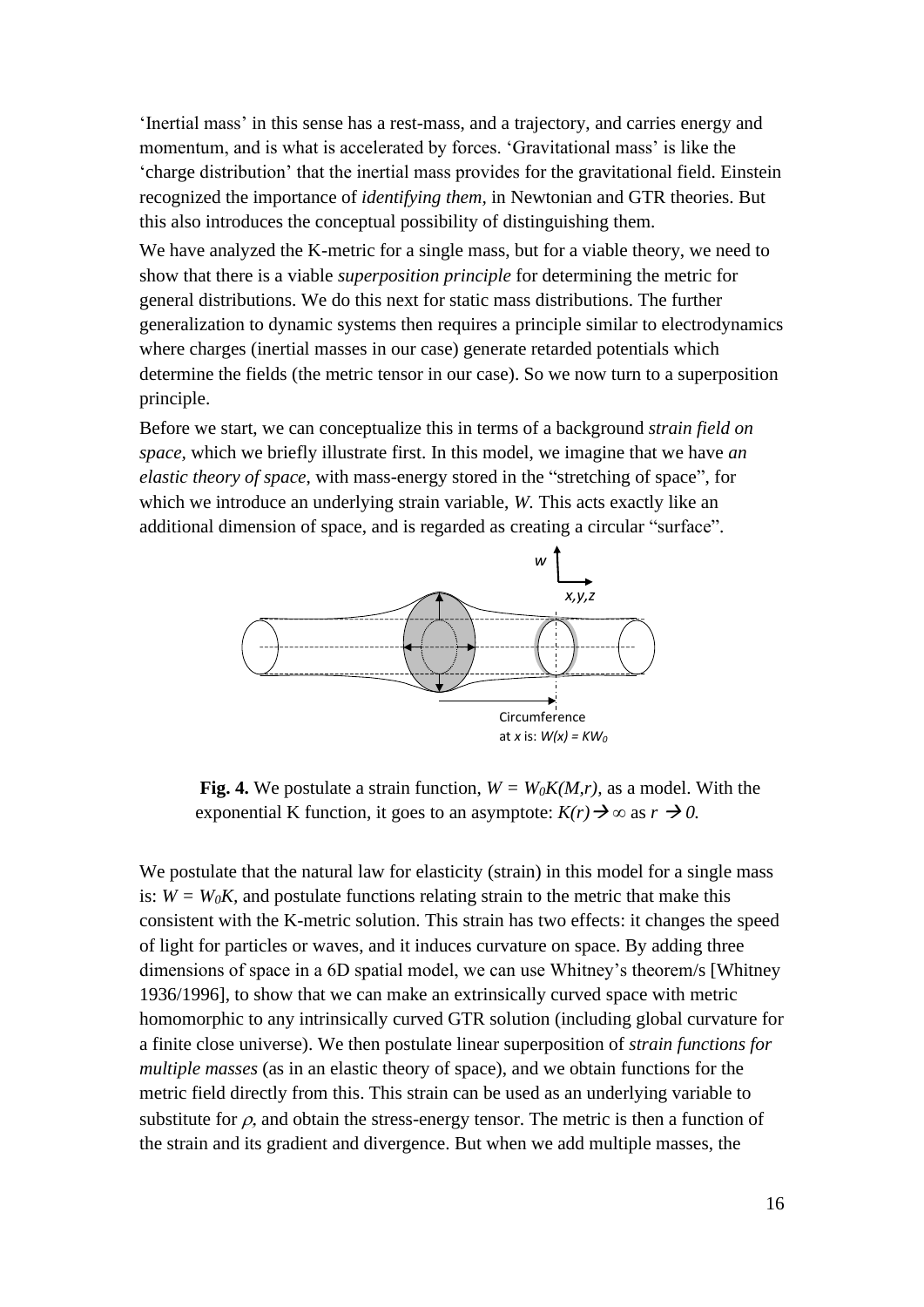'Inertial mass' in this sense has a rest-mass, and a trajectory, and carries energy and momentum, and is what is accelerated by forces. 'Gravitational mass' is like the 'charge distribution' that the inertial mass provides for the gravitational field. Einstein recognized the importance of *identifying them*, in Newtonian and GTR theories. But this also introduces the conceptual possibility of distinguishing them.

We have analyzed the K-metric for a single mass, but for a viable theory, we need to show that there is a viable *superposition principle* for determining the metric for general distributions. We do this next for static mass distributions. The further generalization to dynamic systems then requires a principle similar to electrodynamics where charges (inertial masses in our case) generate retarded potentials which determine the fields (the metric tensor in our case). So we now turn to a superposition principle.

Before we start, we can conceptualize this in terms of a background *strain field on space*, which we briefly illustrate first. In this model, we imagine that we have *an elastic theory of space*, with mass-energy stored in the "stretching of space", for which we introduce an underlying strain variable, $W$. This acts exactly like an additional dimension of space, and is regarded as creating a circular "surface".

**Fig. 4.** We postulate a strain function, $W = W_0K(M,r)$, as a model. With the exponential K function, it goes to an asymptote: $K(r) \rightarrow \infty$ as $r \rightarrow 0$.

We postulate that the natural law for elasticity (strain) in this model for a single mass is: $W = W_0K$, and postulate functions relating strain to the metric that make this consistent with the K-metric solution. This strain has two effects: it changes the speed of light for particles or waves, and it induces curvature on space. By adding three dimensions of space in a 6D spatial model, we can use Whitney's theorem/s [Whitney 1936/1996], to show that we can make an extrinsically curved space with metric homomorphic to any intrinsically curved GTR solution (including global curvature for a finite close universe). We then postulate linear superposition of *strain functions for multiple masses* (as in an elastic theory of space), and we obtain functions for the metric field directly from this. This strain can be used as an underlying variable to substitute for $\rho$, and obtain the stress-energy tensor. The metric is then a function of the strain and its gradient and divergence. But when we add multiple masses, the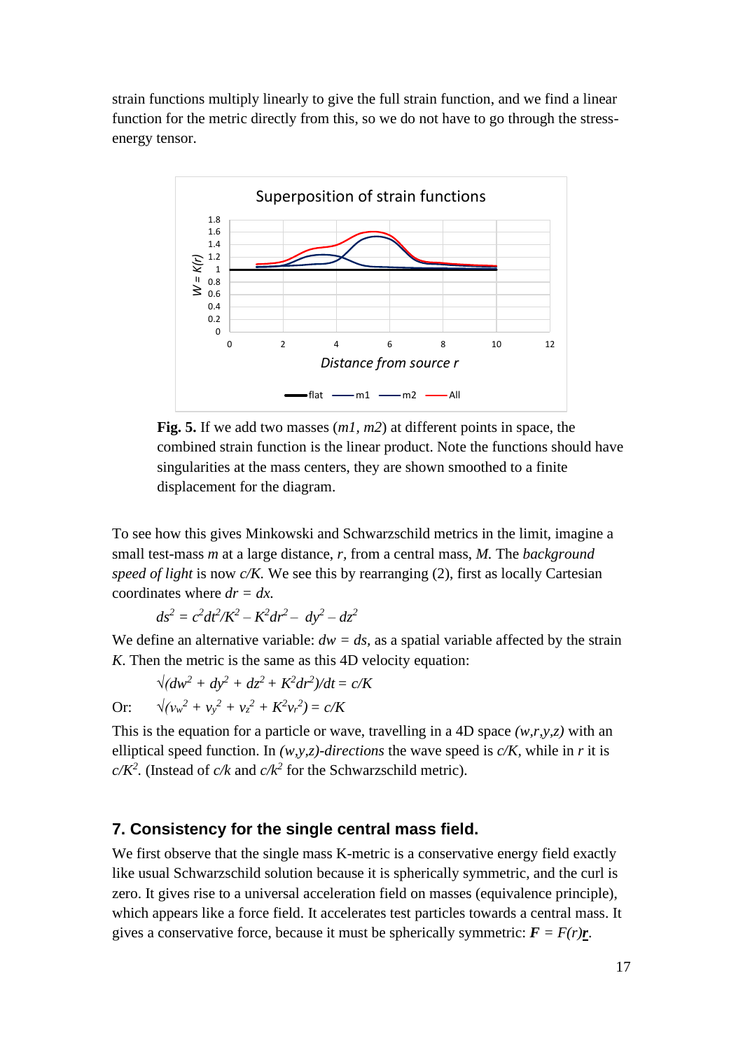strain functions multiply linearly to give the full strain function, and we find a linear function for the metric directly from this, so we do not have to go through the stress-energy tensor.

**Fig. 5.** If we add two masses (*m1*, *m2*) at different points in space, the combined strain function is the linear product. Note the functions should have singularities at the mass centers, they are shown smoothed to a finite displacement for the diagram.

To see how this gives Minkowski and Schwarzschild metrics in the limit, imagine a small test-mass *m* at a large distance, *r*, from a central mass, *M*. The *background speed of light* is now *c/K*. We see this by rearranging (2), first as locally Cartesian coordinates where $dr = dx$.

$$ds^2 = c^2dt^2/K^2 - K^2dr^2 - dy^2 - dz^2$$

We define an alternative variable: $dw = ds$, as a spatial variable affected by the strain *K*. Then the metric is the same as this 4D velocity equation:

$$\sqrt{(dw^2 + dy^2 + dz^2 + K^2dr^2)}/dt = c/K$$

Or: $$\sqrt{(v_w^2 + v_y^2 + v_z^2 + K^2v_r^2)} = c/K$$

This is the equation for a particle or wave, travelling in a 4D space *(w,r,y,z)* with an elliptical speed function. In *(w,y,z)-directions* the wave speed is *c/K*, while in *r* it is $c/K^2$. (Instead of *c/k* and $c/k^2$ for the Schwarzschild metric).

## 7. Consistency for the single central mass field.

We first observe that the single mass K-metric is a conservative energy field exactly like usual Schwarzschild solution because it is spherically symmetric, and the curl is zero. It gives rise to a universal acceleration field on masses (equivalence principle), which appears like a force field. It accelerates test particles towards a central mass. It gives a conservative force, because it must be spherically symmetric: $\boldsymbol{F} = F(r)\underline{\mathbf{r}}$.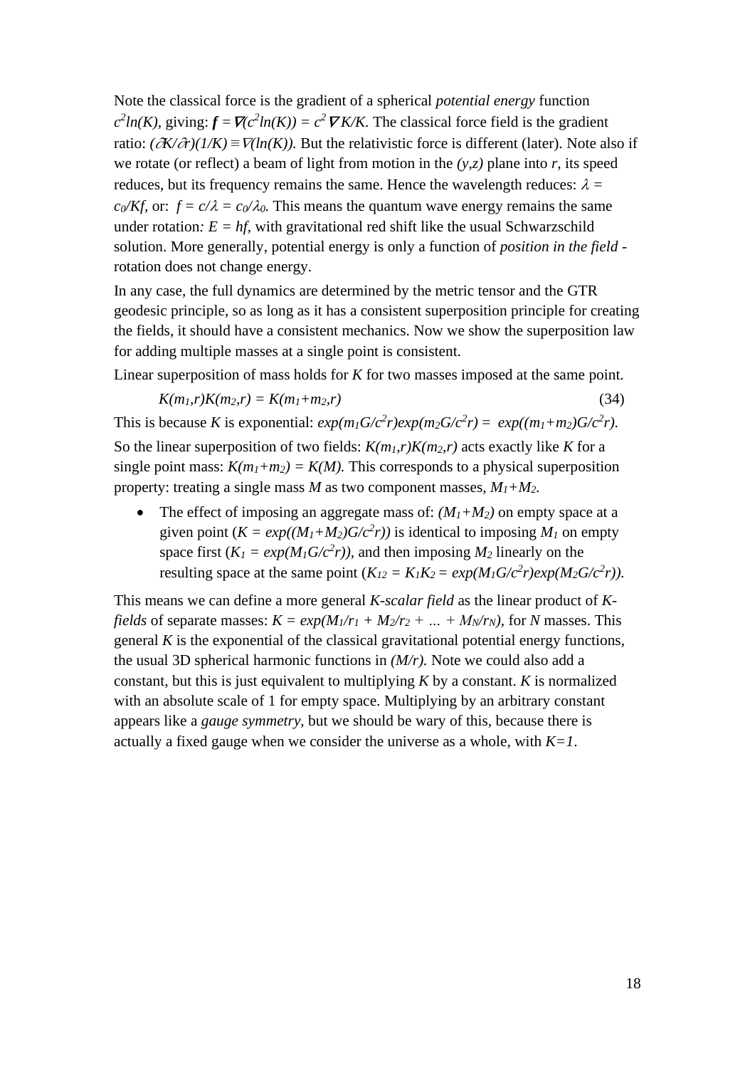Note the classical force is the gradient of a spherical *potential energy* function $c^2ln(K)$, giving: $\boldsymbol{f} = \nabla(c^2ln(K)) = c^2\nabla K/K$. The classical force field is the gradient ratio: $(\partial K/\partial r)(1/K) \equiv \nabla(ln(K))$. But the relativistic force is different (later). Note also if we rotate (or reflect) a beam of light from motion in the $(y,z)$ plane into $r$, its speed reduces, but its frequency remains the same. Hence the wavelength reduces: $\lambda = c_0/Kf$, or: $f = c/\lambda = c_0/\lambda_0$. This means the quantum wave energy remains the same under rotation: $E = hf$, with gravitational red shift like the usual Schwarzschild solution. More generally, potential energy is only a function of *position in the field* - rotation does not change energy.

In any case, the full dynamics are determined by the metric tensor and the GTR geodesic principle, so as long as it has a consistent superposition principle for creating the fields, it should have a consistent mechanics. Now we show the superposition law for adding multiple masses at a single point is consistent.

Linear superposition of mass holds for $K$ for two masses imposed at the same point.

$$K(m_1,r)K(m_2,r) = K(m_1+m_2,r) \tag{34}$$

This is because $K$ is exponential: $exp(m_1G/c^2r)exp(m_2G/c^2r) = exp((m_1+m_2)G/c^2r)$.

So the linear superposition of two fields: $K(m_1,r)K(m_2,r)$ acts exactly like $K$ for a single point mass: $K(m_1+m_2) = K(M)$. This corresponds to a physical superposition property: treating a single mass $M$ as two component masses, $M_1+M_2$.

- The effect of imposing an aggregate mass of: $(M_1+M_2)$ on empty space at a given point ($K = exp((M_1+M_2)G/c^2r)$) is identical to imposing $M_1$ on empty space first ($K_1 = exp(M_1G/c^2r)$), and then imposing $M_2$ linearly on the resulting space at the same point ($K_{12} = K_1K_2 = exp(M_1G/c^2r)exp(M_2G/c^2r)$).

This means we can define a more general *K-scalar field* as the linear product of *K-fields* of separate masses: $K = exp(M_1/r_1 + M_2/r_2 + \ldots + M_N/r_N)$, for $N$ masses. This general $K$ is the exponential of the classical gravitational potential energy functions, the usual 3D spherical harmonic functions in $(M/r)$. Note we could also add a constant, but this is just equivalent to multiplying $K$ by a constant. $K$ is normalized with an absolute scale of 1 for empty space. Multiplying by an arbitrary constant appears like a *gauge symmetry*, but we should be wary of this, because there is actually a fixed gauge when we consider the universe as a whole, with $K=1$.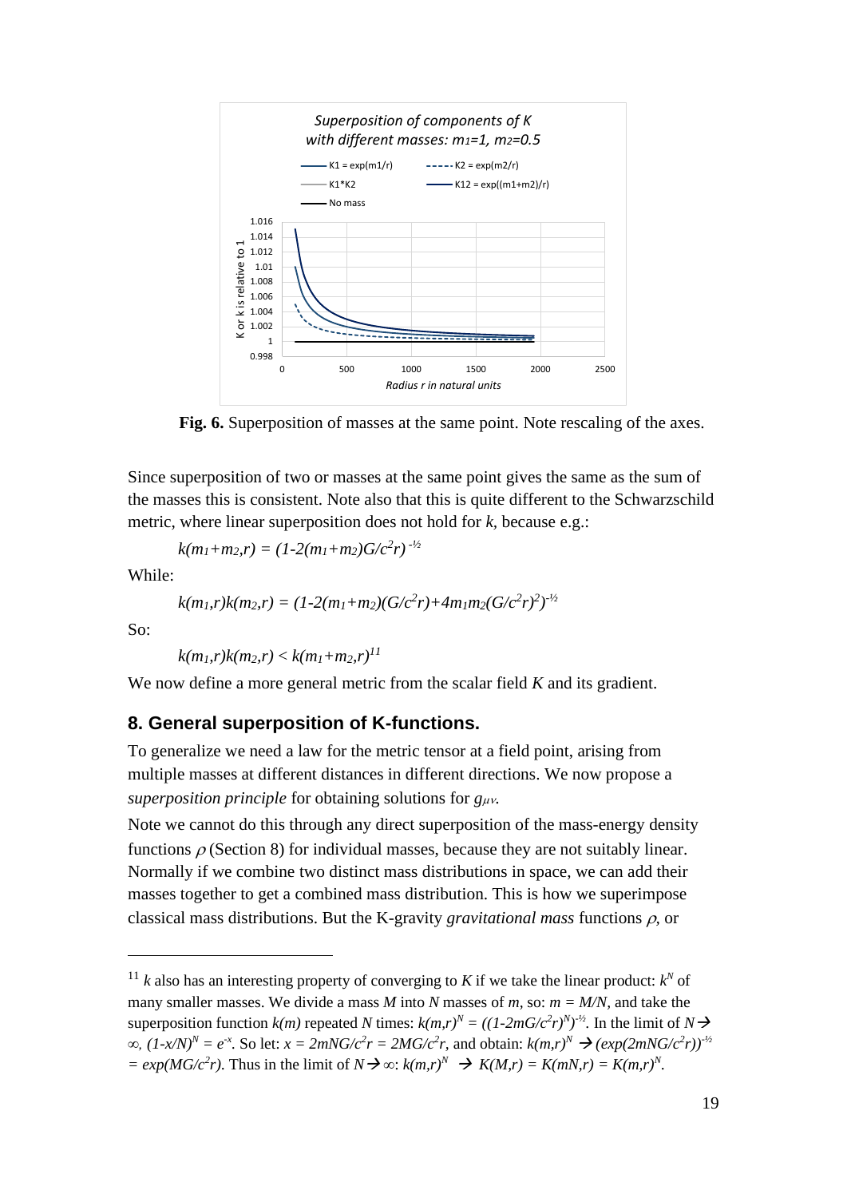Fig. 6. Superposition of masses at the same point. Note rescaling of the axes.

Since superposition of two or masses at the same point gives the same as the sum of the masses this is consistent. Note also that this is quite different to the Schwarzschild metric, where linear superposition does not hold for $k$, because e.g.:

$$k(m_1+m_2,r) = (1-2(m_1+m_2)G/c^2r)^{-½}$$

While:

$$k(m_1,r)k(m_2,r) = (1-2(m_1+m_2)(G/c^2r)+4m_1m_2(G/c^2r)^2)^{-½}$$

So:

$$k(m_1,r)k(m_2,r) < k(m_1+m_2,r)$$ [11]

We now define a more general metric from the scalar field $K$ and its gradient.

## 8. General superposition of K-functions.

To generalize we need a law for the metric tensor at a field point, arising from multiple masses at different distances in different directions. We now propose a *superposition principle* for obtaining solutions for $g_{\mu\nu}$.

Note we cannot do this through any direct superposition of the mass-energy density functions $\rho$ (Section 8) for individual masses, because they are not suitably linear. Normally if we combine two distinct mass distributions in space, we can add their masses together to get a combined mass distribution. This is how we superimpose classical mass distributions. But the K-gravity *gravitational mass* functions $\rho$, or

---

[11] $k$ also has an interesting property of converging to $K$ if we take the linear product: $k^N$ of many smaller masses. We divide a mass $M$ into $N$ masses of $m$, so: $m = M/N$, and take the superposition function $k(m)$ repeated $N$ times: $k(m,r)^N = ((1-2mG/c^2r)^N)^{-½}$. In the limit of $N \to \infty$, $(1-x/N)^N = e^{-x}$. So let: $x = 2mNG/c^2r = 2MG/c^2r$, and obtain: $k(m,r)^N \to (exp(2mNG/c^2r))^{-½} = exp(MG/c^2r)$. Thus in the limit of $N \to \infty$: $k(m,r)^N \to K(M,r) = K(mN,r) = K(m,r)^N$.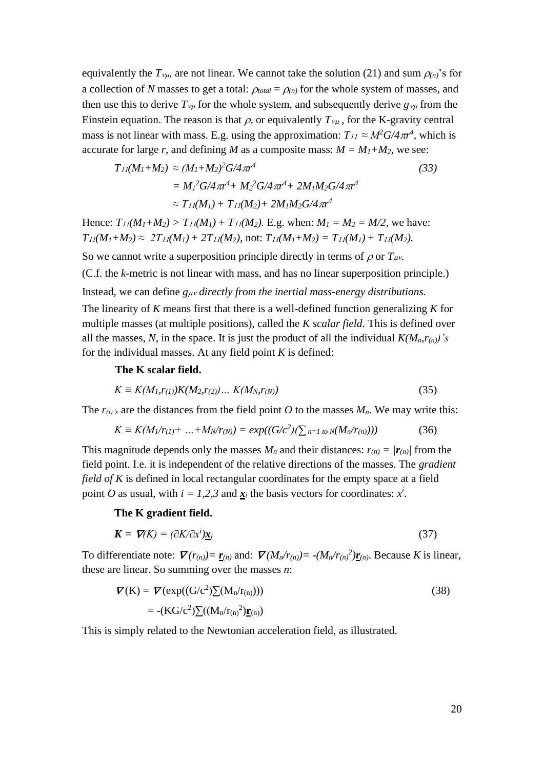equivalently the $T_{\nu\mu}$, are not linear. We cannot take the solution (21) and sum $\rho_{(n)}$'s for a collection of $N$ masses to get a total: $\rho_{total} = \rho_{(n)}$ for the whole system of masses, and then use this to derive $T_{\nu\mu}$ for the whole system, and subsequently derive $g_{\nu\mu}$ from the Einstein equation. The reason is that $\rho$, or equivalently $T_{\nu\mu}$, for the K-gravity central mass is not linear with mass. E.g. using the approximation: $T_{11} \approx M^2G/4\pi r^4$, which is accurate for large $r$, and defining $M$ as a composite mass: $M = M_1+M_2$, we see:

$$
\begin{aligned}
T_{11}(M_1+M_2) &\approx (M_1+M_2)^2G/4\pi r^4 \qquad (33)\\
&= M_1^2G/4\pi r^4 + M_2^2G/4\pi r^4 + 2M_1M_2G/4\pi r^4\\
&\approx T_{11}(M_1) + T_{11}(M_2) + 2M_1M_2G/4\pi r^4
\end{aligned}
$$

Hence: $T_{11}(M_1+M_2) > T_{11}(M_1) + T_{11}(M_2)$. E.g. when: $M_1 = M_2 = M/2$, we have: $T_{11}(M_1+M_2) \approx 2T_{11}(M_1) + 2T_{11}(M_2)$, not: $T_{11}(M_1+M_2) = T_{11}(M_1) + T_{11}(M_2)$.

So we cannot write a superposition principle directly in terms of $\rho$ or $T_{\mu\nu}$.

(C.f. the $k$-metric is not linear with mass, and has no linear superposition principle.)

Instead, we can define $g_{\mu\nu}$ *directly from the inertial mass-energy distributions.*

The linearity of $K$ means first that there is a well-defined function generalizing $K$ for multiple masses (at multiple positions), called the *K scalar field.* This is defined over all the masses, $N$, in the space. It is just the product of all the individual $K(M_n,r_{(n)})$'s for the individual masses. At any field point $K$ is defined:

**The K scalar field.**

$$K \equiv K(M_1,r_{(1)})K(M_2,r_{(2)})\ldots K(M_N,r_{(N)}) \qquad (35)$$

The $r_{(i)}$'s are the distances from the field point $O$ to the masses $M_n$. We may write this:

$$K \equiv K(M_1/r_{(1)}+ \ldots +M_N/r_{(N)}) = \exp((G/c^2)(\textstyle\sum_{n=1 \text{ to } N}(M_n/r_{(n)}))) \qquad (36)$$

This magnitude depends only the masses $M_n$ and their distances: $r_{(n)} = |\boldsymbol{r}_{(n)}|$ from the field point. I.e. it is independent of the relative directions of the masses. The *gradient field of K* is defined in local rectangular coordinates for the empty space at a field point $O$ as usual, with $i = 1,2,3$ and $\underline{\boldsymbol{x}}_i$ the basis vectors for coordinates: $x^i$.

**The K gradient field.**

$$\boldsymbol{K} = \nabla(K) = (\partial K/\partial x^i)\underline{\boldsymbol{x}}_i \qquad (37)$$

To differentiate note: $\nabla(r_{(n)}) = \underline{\boldsymbol{r}}_{(n)}$ and: $\nabla(M_n/r_{(n)}) = -(M_n/r_{(n)}^2)\underline{\boldsymbol{r}}_{(n)}$. Because $K$ is linear, these are linear. So summing over the masses $n$:

$$
\begin{aligned}
\nabla(\mathrm{K}) &= \nabla(\exp((\mathrm{G}/\mathrm{c}^2)\textstyle\sum(\mathrm{M_n}/\mathrm{r_{(n)}}))) \qquad (38)\\
&= -(\mathrm{KG}/\mathrm{c}^2)\textstyle\sum((\mathrm{M_n}/\mathrm{r_{(n)}}^2)\underline{\mathbf{r}}_{(n)})
\end{aligned}
$$

This is simply related to the Newtonian acceleration field, as illustrated.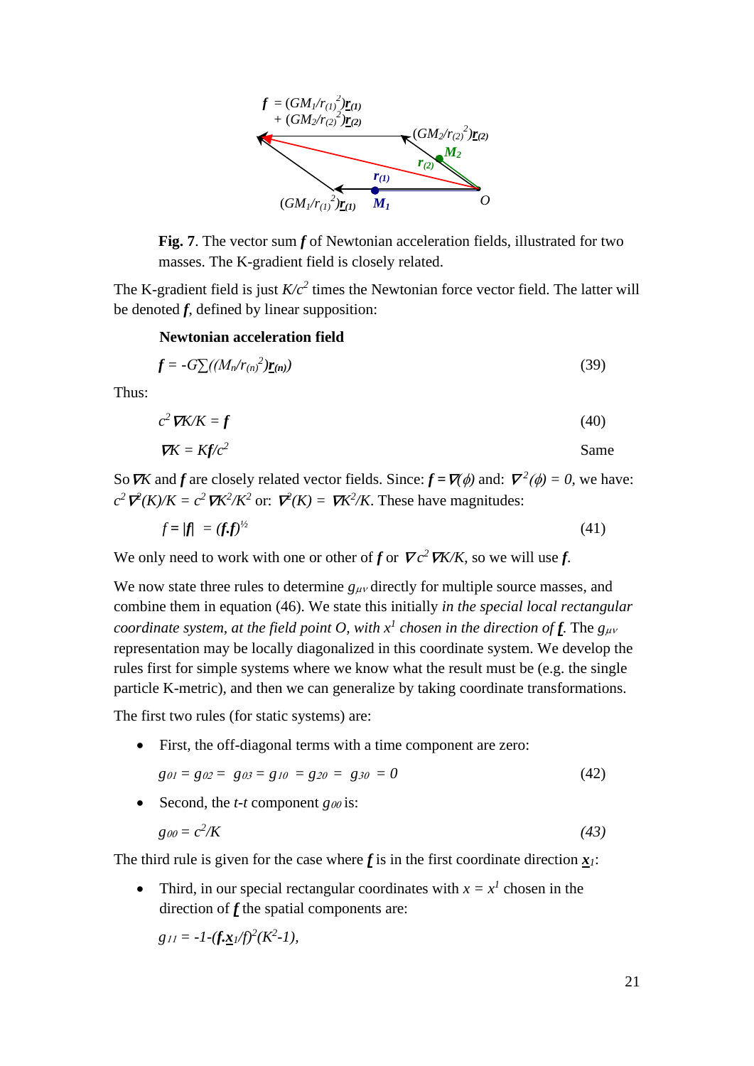**Fig. 7**. The vector sum $\boldsymbol{f}$ of Newtonian acceleration fields, illustrated for two masses. The K-gradient field is closely related.

The K-gradient field is just $K/c^2$ times the Newtonian force vector field. The latter will be denoted $\boldsymbol{f}$, defined by linear supposition:

**Newtonian acceleration field**

$$\boldsymbol{f} = -G\sum((M_n/r_{(n)}{}^2)\underline{\mathbf{r}}_{(n)}) \tag{39}$$

Thus:

$$c^2\,\nabla K/K = \boldsymbol{f} \tag{40}$$

$$\nabla K = K\boldsymbol{f}/c^2 \qquad \text{Same}$$

So $\nabla K$ and $\boldsymbol{f}$ are closely related vector fields. Since: $\boldsymbol{f} = \nabla(\phi)$ and: $\nabla^2(\phi) = 0$, we have: $c^2\,\nabla^2(K)/K = c^2\,\nabla K^2/K^2$ or: $\nabla^2(K) = \nabla K^2/K$. These have magnitudes:

$$f = |\boldsymbol{f}| = (\boldsymbol{f}.\boldsymbol{f})^{1/2} \tag{41}$$

We only need to work with one or other of $\boldsymbol{f}$ or $\nabla c^2\,\nabla K/K$, so we will use $\boldsymbol{f}$.

We now state three rules to determine $g_{\mu\nu}$ directly for multiple source masses, and combine them in equation (46). We state this initially *in the special local rectangular coordinate system, at the field point O, with $x^1$ chosen in the direction of $\underline{\boldsymbol{f}}$*. The $g_{\mu\nu}$ representation may be locally diagonalized in this coordinate system. We develop the rules first for simple systems where we know what the result must be (e.g. the single particle K-metric), and then we can generalize by taking coordinate transformations.

The first two rules (for static systems) are:

- First, the off-diagonal terms with a time component are zero:

$$g_{01} = g_{02} = g_{03} = g_{10} = g_{20} = g_{30} = 0 \tag{42}$$

- Second, the *t-t* component $g_{00}$ is:

$$g_{00} = c^2/K \tag{43}$$

The third rule is given for the case where $\underline{\boldsymbol{f}}$ is in the first coordinate direction $\underline{\boldsymbol{x}}_1$:

- Third, in our special rectangular coordinates with $x = x^1$ chosen in the direction of $\underline{\boldsymbol{f}}$ the spatial components are:

$$g_{11} = -1-(\boldsymbol{f}.\underline{\boldsymbol{x}}_1/f)^2(K^2-1),$$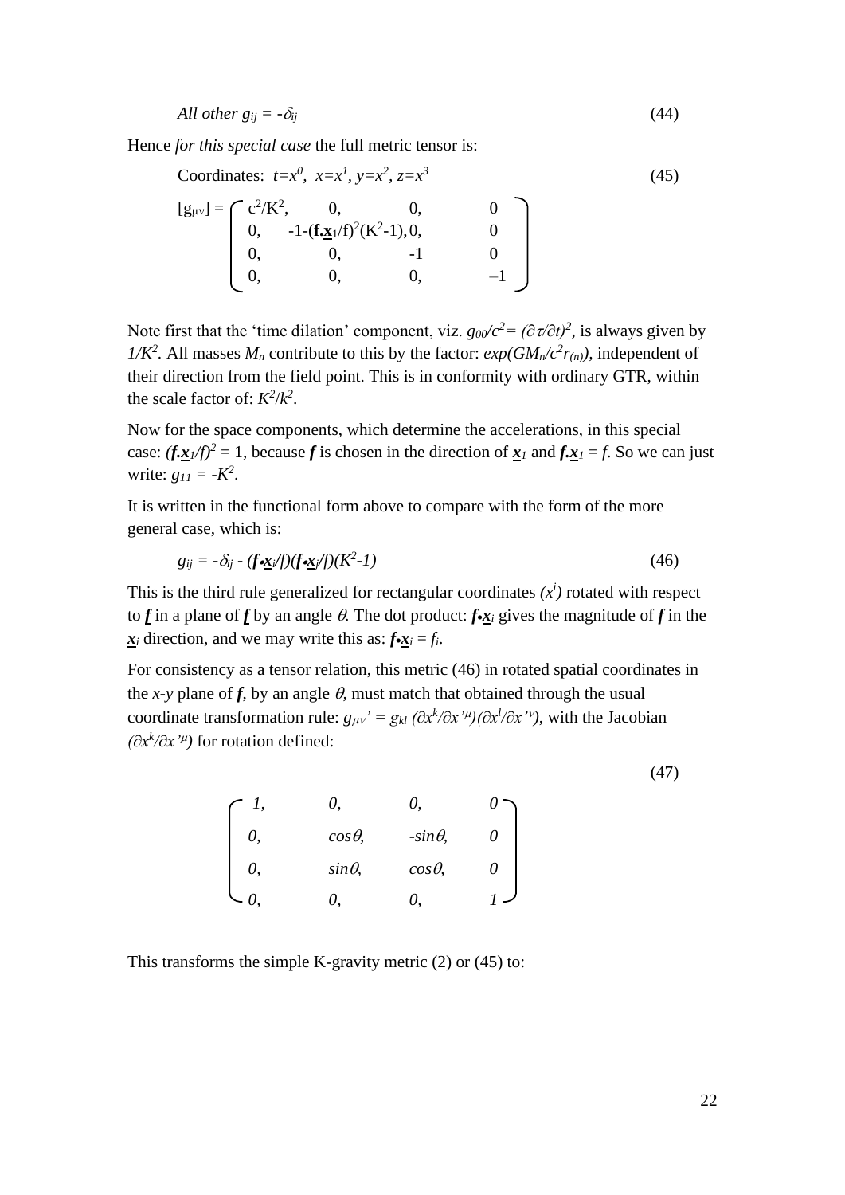$$All\ other\ g_{ij} = -\delta_{ij} \tag{44}$$

Hence *for this special case* the full metric tensor is:

Coordinates: $t=x^0$, $x=x^1$, $y=x^2$, $z=x^3$ (45)

$$[g_{\mu\nu}] = \begin{pmatrix} c^2/K^2, & 0, & 0, & 0 \\ 0, & -1-(\mathbf{f}.\underline{\mathbf{x}}_1/f)^2(K^2-1), & 0, & 0 \\ 0, & 0, & -1 & 0 \\ 0, & 0, & 0, & -1 \end{pmatrix}$$

Note first that the 'time dilation' component, viz. $g_{00}/c^2 = (\partial\tau/\partial t)^2$, is always given by $1/K^2$. All masses $M_n$ contribute to this by the factor: $exp(GM_n/c^2r_{(n)})$, independent of their direction from the field point. This is in conformity with ordinary GTR, within the scale factor of: $K^2/k^2$.

Now for the space components, which determine the accelerations, in this special case: $(\mathbf{f}.\underline{\mathbf{x}}_1/f)^2 = 1$, because $\mathbf{f}$ is chosen in the direction of $\underline{\mathbf{x}}_1$ and $\mathbf{f}.\underline{\mathbf{x}}_1 = f$. So we can just write: $g_{11} = -K^2$.

It is written in the functional form above to compare with the form of the more general case, which is:

$$g_{ij} = -\delta_{ij} - (\mathbf{f}\bullet\underline{\mathbf{x}}_i/f)(\mathbf{f}\bullet\underline{\mathbf{x}}_j/f)(K^2-1) \tag{46}$$

This is the third rule generalized for rectangular coordinates $(x^i)$ rotated with respect to $\underline{\mathbf{f}}$ in a plane of $\underline{\mathbf{f}}$ by an angle $\theta$. The dot product: $\mathbf{f}\bullet\underline{\mathbf{x}}_i$ gives the magnitude of $\mathbf{f}$ in the $\underline{\mathbf{x}}_i$ direction, and we may write this as: $\mathbf{f}\bullet\underline{\mathbf{x}}_i = f_i$.

For consistency as a tensor relation, this metric (46) in rotated spatial coordinates in the *x-y* plane of $\mathbf{f}$, by an angle $\theta$, must match that obtained through the usual coordinate transformation rule: $g_{\mu\nu}' = g_{kl}\,(\partial x^k/\partial x'^{\mu})(\partial x^l/\partial x'^{\nu})$, with the Jacobian $(\partial x^k/\partial x'^{\mu})$ for rotation defined:

$$\begin{pmatrix} 1, & 0, & 0, & 0 \\ 0, & \cos\theta, & -\sin\theta, & 0 \\ 0, & \sin\theta, & \cos\theta, & 0 \\ 0, & 0, & 0, & 1 \end{pmatrix} \tag{47}$$

This transforms the simple K-gravity metric (2) or (45) to: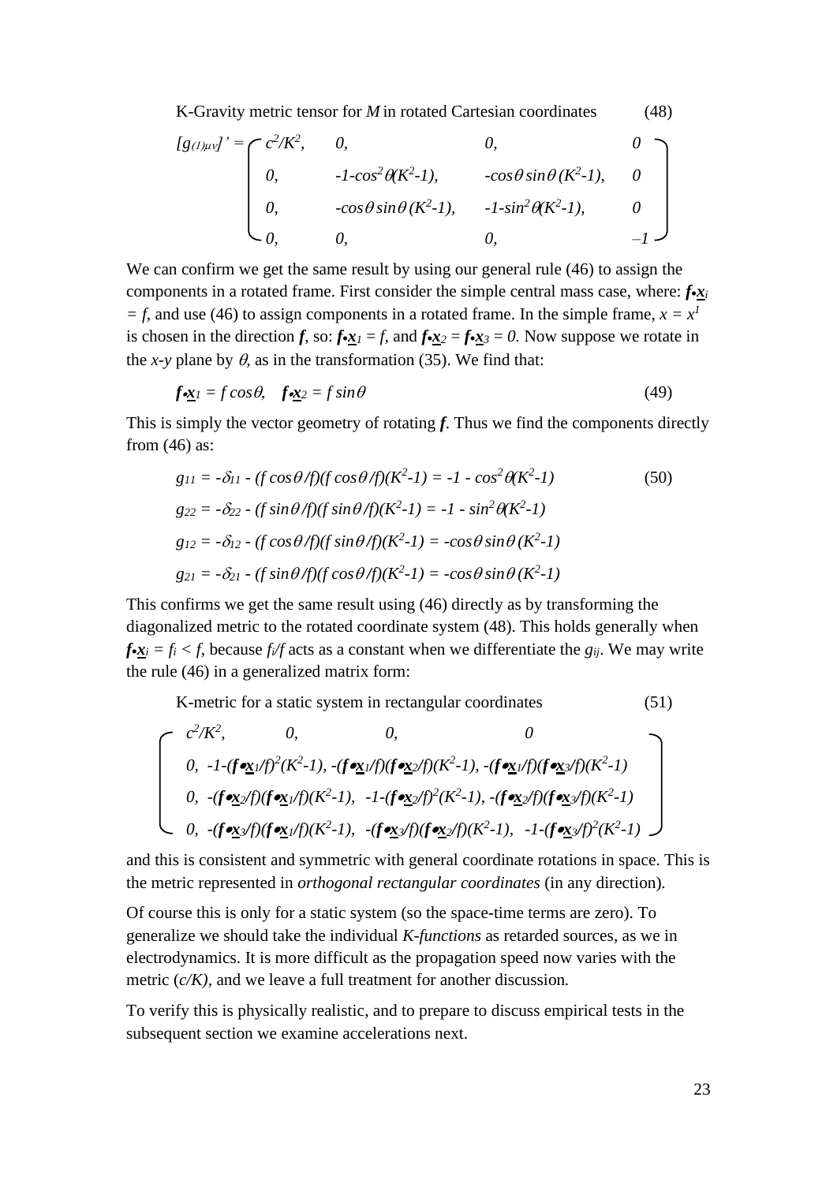K-Gravity metric tensor for $M$ in rotated Cartesian coordinates (48)

$$[g_{(1)\mu\nu}]' = \begin{pmatrix} c^2/K^2, & 0, & 0, & 0 \\ 0, & -1-\cos^2\theta(K^2-1), & -\cos\theta\sin\theta\,(K^2-1), & 0 \\ 0, & -\cos\theta\sin\theta\,(K^2-1), & -1-\sin^2\theta(K^2-1), & 0 \\ 0, & 0, & 0, & -1 \end{pmatrix}$$

We can confirm we get the same result by using our general rule (46) to assign the components in a rotated frame. First consider the simple central mass case, where: $\boldsymbol{f}\bullet\underline{\boldsymbol{x}}_i = f$, and use (46) to assign components in a rotated frame. In the simple frame, $x = x^1$ is chosen in the direction $\boldsymbol{f}$, so: $\boldsymbol{f}\bullet\underline{\boldsymbol{x}}_1 = f$, and $\boldsymbol{f}\bullet\underline{\boldsymbol{x}}_2 = \boldsymbol{f}\bullet\underline{\boldsymbol{x}}_3 = 0$. Now suppose we rotate in the $x$-$y$ plane by $\theta$, as in the transformation (35). We find that:

$$\boldsymbol{f}\bullet\underline{\boldsymbol{x}}_1 = f\cos\theta, \quad \boldsymbol{f}\bullet\underline{\boldsymbol{x}}_2 = f\sin\theta \tag{49}$$

This is simply the vector geometry of rotating $\boldsymbol{f}$. Thus we find the components directly from (46) as:

$$g_{11} = -\delta_{11} - (f\cos\theta/f)(f\cos\theta/f)(K^2-1) = -1 - \cos^2\theta(K^2-1) \tag{50}$$

$$g_{22} = -\delta_{22} - (f\sin\theta/f)(f\sin\theta/f)(K^2-1) = -1 - \sin^2\theta(K^2-1)$$

$$g_{12} = -\delta_{12} - (f\cos\theta/f)(f\sin\theta/f)(K^2-1) = -\cos\theta\sin\theta\,(K^2-1)$$

$$g_{21} = -\delta_{21} - (f\sin\theta/f)(f\cos\theta/f)(K^2-1) = -\cos\theta\sin\theta\,(K^2-1)$$

This confirms we get the same result using (46) directly as by transforming the diagonalized metric to the rotated coordinate system (48). This holds generally when $\boldsymbol{f}\bullet\underline{\boldsymbol{x}}_i = f_i < f$, because $f_i/f$ acts as a constant when we differentiate the $g_{ij}$. We may write the rule (46) in a generalized matrix form:

K-metric for a static system in rectangular coordinates (51)

$$\begin{pmatrix} c^2/K^2, & 0, & 0, & 0 \\ 0, & -1-(\boldsymbol{f}\bullet\underline{\boldsymbol{x}}_1/f)^2(K^2-1), & -(\boldsymbol{f}\bullet\underline{\boldsymbol{x}}_1/f)(\boldsymbol{f}\bullet\underline{\boldsymbol{x}}_2/f)(K^2-1), & -(\boldsymbol{f}\bullet\underline{\boldsymbol{x}}_1/f)(\boldsymbol{f}\bullet\underline{\boldsymbol{x}}_3/f)(K^2-1) \\ 0, & -(\boldsymbol{f}\bullet\underline{\boldsymbol{x}}_2/f)(\boldsymbol{f}\bullet\underline{\boldsymbol{x}}_1/f)(K^2-1), & -1-(\boldsymbol{f}\bullet\underline{\boldsymbol{x}}_2/f)^2(K^2-1), & -(\boldsymbol{f}\bullet\underline{\boldsymbol{x}}_2/f)(\boldsymbol{f}\bullet\underline{\boldsymbol{x}}_3/f)(K^2-1) \\ 0, & -(\boldsymbol{f}\bullet\underline{\boldsymbol{x}}_3/f)(\boldsymbol{f}\bullet\underline{\boldsymbol{x}}_1/f)(K^2-1), & -(\boldsymbol{f}\bullet\underline{\boldsymbol{x}}_3/f)(\boldsymbol{f}\bullet\underline{\boldsymbol{x}}_2/f)(K^2-1), & -1-(\boldsymbol{f}\bullet\underline{\boldsymbol{x}}_3/f)^2(K^2-1) \end{pmatrix}$$

and this is consistent and symmetric with general coordinate rotations in space. This is the metric represented in *orthogonal rectangular coordinates* (in any direction).

Of course this is only for a static system (so the space-time terms are zero). To generalize we should take the individual *K-functions* as retarded sources, as we in electrodynamics. It is more difficult as the propagation speed now varies with the metric ($c/K$), and we leave a full treatment for another discussion.

To verify this is physically realistic, and to prepare to discuss empirical tests in the subsequent section we examine accelerations next.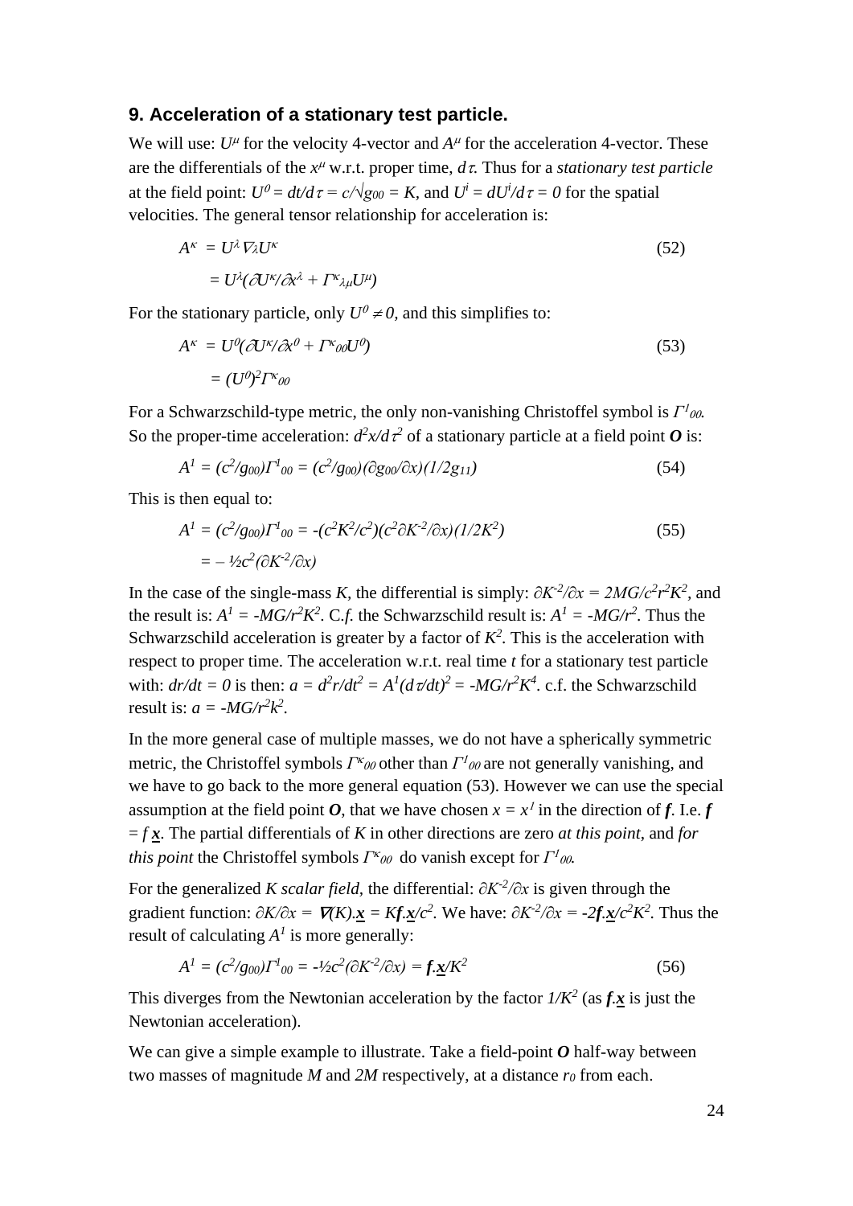## 9. Acceleration of a stationary test particle.

We will use: $U^\mu$ for the velocity 4-vector and $A^\mu$ for the acceleration 4-vector. These are the differentials of the $x^\mu$ w.r.t. proper time, $d\tau$. Thus for a *stationary test particle* at the field point: $U^0 = dt/d\tau = c/\sqrt{g_{00}} = K$, and $U^i = dU^i/d\tau = 0$ for the spatial velocities. The general tensor relationship for acceleration is:

$$A^\kappa = U^\lambda \nabla_\lambda U^\kappa \tag{52}$$

$$= U^\lambda(\partial U^\kappa/\partial x^\lambda + \Gamma^\kappa{}_{\lambda\mu}U^\mu)$$

For the stationary particle, only $U^0 \neq 0$, and this simplifies to:

$$A^\kappa = U^0(\partial U^\kappa/\partial x^0 + \Gamma^\kappa{}_{00}U^0) \tag{53}$$

$$= (U^0)^2\Gamma^\kappa{}_{00}$$

For a Schwarzschild-type metric, the only non-vanishing Christoffel symbol is $\Gamma^1{}_{00}$. So the proper-time acceleration: $d^2x/d\tau^2$ of a stationary particle at a field point $\boldsymbol{O}$ is:

$$A^1 = (c^2/g_{00})\Gamma^1{}_{00} = (c^2/g_{00})(\partial g_{00}/\partial x)(1/2g_{11}) \tag{54}$$

This is then equal to:

$$A^1 = (c^2/g_{00})\Gamma^1{}_{00} = -(c^2K^2/c^2)(c^2\partial K^{-2}/\partial x)(1/2K^2) \tag{55}$$

$$= -\tfrac{1}{2}c^2(\partial K^{-2}/\partial x)$$

In the case of the single-mass $K$, the differential is simply: $\partial K^{-2}/\partial x = 2MG/c^2r^2K^2$, and the result is: $A^1 = -MG/r^2K^2$. C.*f.* the Schwarzschild result is: $A^1 = -MG/r^2$. Thus the Schwarzschild acceleration is greater by a factor of $K^2$. This is the acceleration with respect to proper time. The acceleration w.r.t. real time $t$ for a stationary test particle with: $dr/dt = 0$ is then: $a = d^2r/dt^2 = A^1(d\tau/dt)^2 = -MG/r^2K^4$. c.f. the Schwarzschild result is: $a = -MG/r^2k^2$.

In the more general case of multiple masses, we do not have a spherically symmetric metric, the Christoffel symbols $\Gamma^\kappa{}_{00}$ other than $\Gamma^1{}_{00}$ are not generally vanishing, and we have to go back to the more general equation (53). However we can use the special assumption at the field point $\boldsymbol{O}$, that we have chosen $x = x^1$ in the direction of $\boldsymbol{f}$. I.e. $\boldsymbol{f} = f\,\underline{\mathbf{x}}$. The partial differentials of $K$ in other directions are zero *at this point*, and *for this point* the Christoffel symbols $\Gamma^\kappa{}_{00}$ do vanish except for $\Gamma^1{}_{00}$.

For the generalized *K scalar field*, the differential: $\partial K^{-2}/\partial x$ is given through the gradient function: $\partial K/\partial x = \boldsymbol{\nabla}(K).\underline{\mathbf{x}} = K\boldsymbol{f}.\underline{\mathbf{x}}/c^2$. We have: $\partial K^{-2}/\partial x = -2\boldsymbol{f}.\underline{\mathbf{x}}/c^2K^2$. Thus the result of calculating $A^1$ is more generally:

$$A^1 = (c^2/g_{00})\Gamma^1{}_{00} = -\tfrac{1}{2}c^2(\partial K^{-2}/\partial x) = \boldsymbol{f}.\underline{\mathbf{x}}/K^2 \tag{56}$$

This diverges from the Newtonian acceleration by the factor $1/K^2$ (as $\boldsymbol{f}.\underline{\mathbf{x}}$ is just the Newtonian acceleration).

We can give a simple example to illustrate. Take a field-point $\boldsymbol{O}$ half-way between two masses of magnitude $M$ and $2M$ respectively, at a distance $r_0$ from each.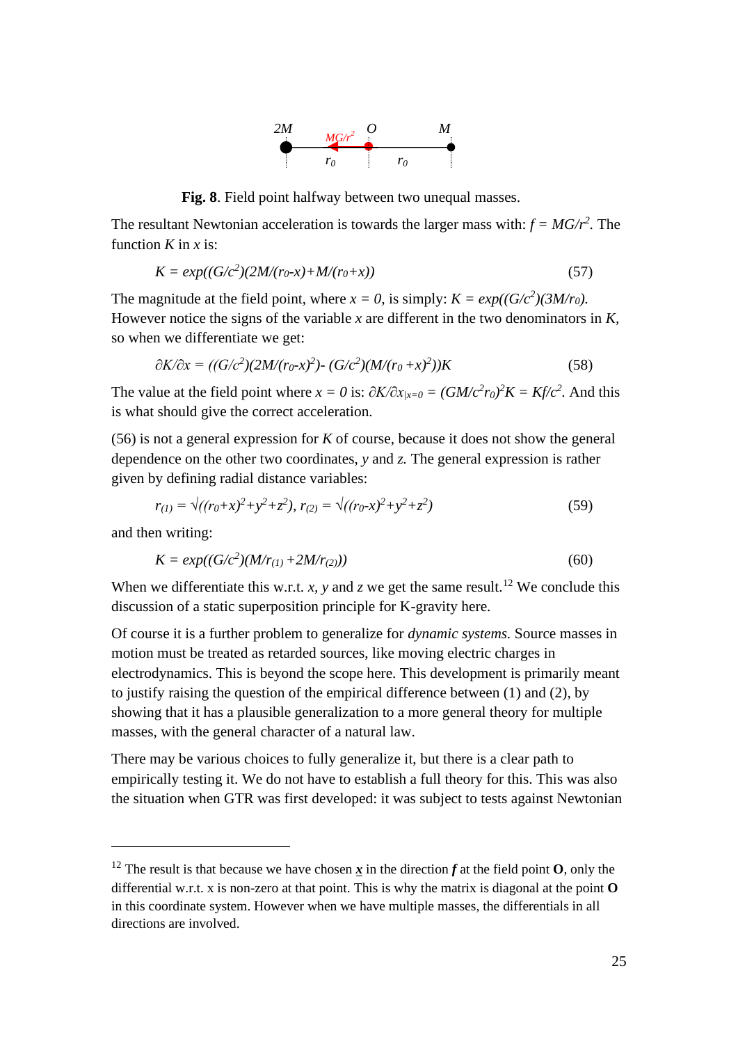Fig. **8**. Field point halfway between two unequal masses.

The resultant Newtonian acceleration is towards the larger mass with: $f = MG/r^2$. The function $K$ in $x$ is:

$$K = exp((G/c^2)(2M/(r_0-x)+M/(r_0+x)) \tag{57}$$

The magnitude at the field point, where $x = 0$, is simply: $K = exp((G/c^2)(3M/r_0)$. However notice the signs of the variable $x$ are different in the two denominators in $K$, so when we differentiate we get:

$$\partial K/\partial x = ((G/c^2)(2M/(r_0-x)^2)- (G/c^2)(M/(r_0 +x)^2))K \tag{58}$$

The value at the field point where $x = 0$ is: $\partial K/\partial x_{|x=0} = (GM/c^2r_0)^2K = Kf/c^2$. And this is what should give the correct acceleration.

(56) is not a general expression for $K$ of course, because it does not show the general dependence on the other two coordinates, $y$ and $z$. The general expression is rather given by defining radial distance variables:

$$r_{(1)} = \sqrt{((r_0+x)^2+y^2+z^2)},\ r_{(2)} = \sqrt{((r_0-x)^2+y^2+z^2)} \tag{59}$$

and then writing:

$$K = exp((G/c^2)(M/r_{(1)} +2M/r_{(2)})) \tag{60}$$

When we differentiate this w.r.t. $x$, $y$ and $z$ we get the same result.[12] We conclude this discussion of a static superposition principle for K-gravity here.

Of course it is a further problem to generalize for *dynamic systems.* Source masses in motion must be treated as retarded sources, like moving electric charges in electrodynamics. This is beyond the scope here. This development is primarily meant to justify raising the question of the empirical difference between (1) and (2), by showing that it has a plausible generalization to a more general theory for multiple masses, with the general character of a natural law.

There may be various choices to fully generalize it, but there is a clear path to empirically testing it. We do not have to establish a full theory for this. This was also the situation when GTR was first developed: it was subject to tests against Newtonian

---

[12] The result is that because we have chosen $\underline{\boldsymbol{x}}$ in the direction $\boldsymbol{f}$ at the field point **O**, only the differential w.r.t. x is non-zero at that point. This is why the matrix is diagonal at the point **O** in this coordinate system. However when we have multiple masses, the differentials in all directions are involved.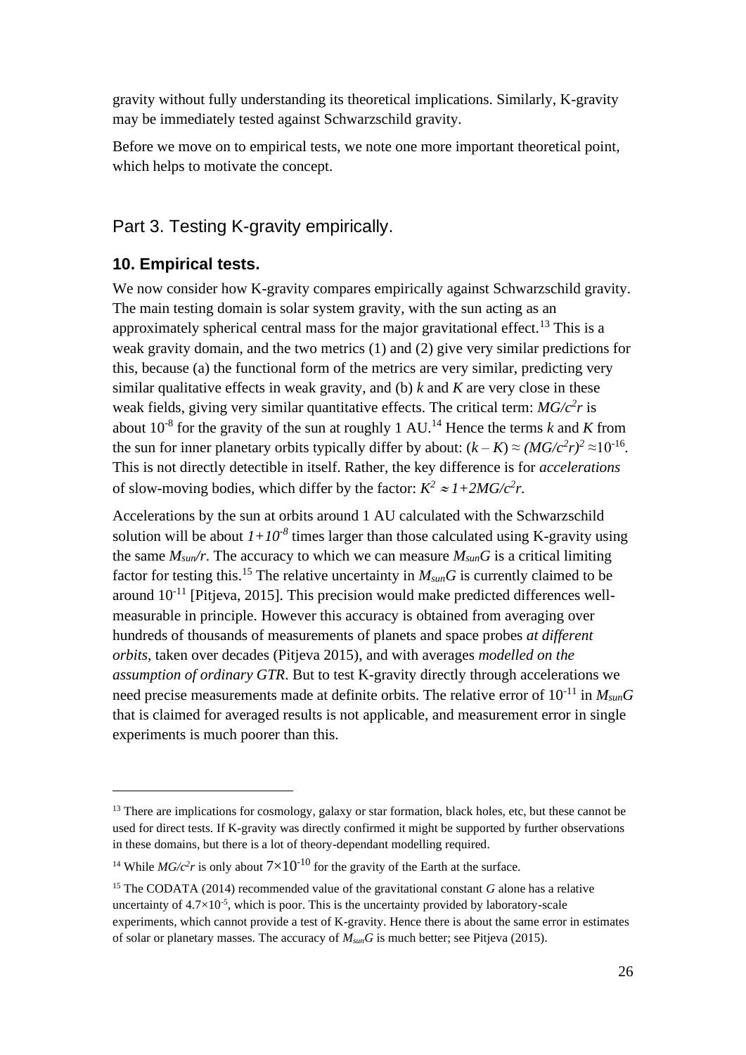gravity without fully understanding its theoretical implications. Similarly, K-gravity may be immediately tested against Schwarzschild gravity.

Before we move on to empirical tests, we note one more important theoretical point, which helps to motivate the concept.

# Part 3. Testing K-gravity empirically.

## 10. Empirical tests.

We now consider how K-gravity compares empirically against Schwarzschild gravity. The main testing domain is solar system gravity, with the sun acting as an approximately spherical central mass for the major gravitational effect.[13] This is a weak gravity domain, and the two metrics (1) and (2) give very similar predictions for this, because (a) the functional form of the metrics are very similar, predicting very similar qualitative effects in weak gravity, and (b) $k$ and $K$ are very close in these weak fields, giving very similar quantitative effects. The critical term: $MG/c^2r$ is about $10^{-8}$ for the gravity of the sun at roughly 1 AU.[14] Hence the terms $k$ and $K$ from the sun for inner planetary orbits typically differ by about: $(k - K) \approx (MG/c^2r)^2 \approx 10^{-16}$. This is not directly detectible in itself. Rather, the key difference is for *accelerations* of slow-moving bodies, which differ by the factor: $K^2 \approx 1+2MG/c^2r$.

Accelerations by the sun at orbits around 1 AU calculated with the Schwarzschild solution will be about $1+10^{-8}$ times larger than those calculated using K-gravity using the same $M_{sun}/r$. The accuracy to which we can measure $M_{sun}G$ is a critical limiting factor for testing this.[15] The relative uncertainty in $M_{sun}G$ is currently claimed to be around $10^{-11}$ [Pitjeva, 2015]. This precision would make predicted differences well-measurable in principle. However this accuracy is obtained from averaging over hundreds of thousands of measurements of planets and space probes *at different orbits*, taken over decades (Pitjeva 2015), and with averages *modelled on the assumption of ordinary GTR*. But to test K-gravity directly through accelerations we need precise measurements made at definite orbits. The relative error of $10^{-11}$ in $M_{sun}G$ that is claimed for averaged results is not applicable, and measurement error in single experiments is much poorer than this.

---

[13] There are implications for cosmology, galaxy or star formation, black holes, etc, but these cannot be used for direct tests. If K-gravity was directly confirmed it might be supported by further observations in these domains, but there is a lot of theory-dependant modelling required.

[14] While $MG/c^2r$ is only about $7\times10^{-10}$ for the gravity of the Earth at the surface.

[15] The CODATA (2014) recommended value of the gravitational constant $G$ alone has a relative uncertainty of $4.7\times10^{-5}$, which is poor. This is the uncertainty provided by laboratory-scale experiments, which cannot provide a test of K-gravity. Hence there is about the same error in estimates of solar or planetary masses. The accuracy of $M_{sun}G$ is much better; see Pitjeva (2015).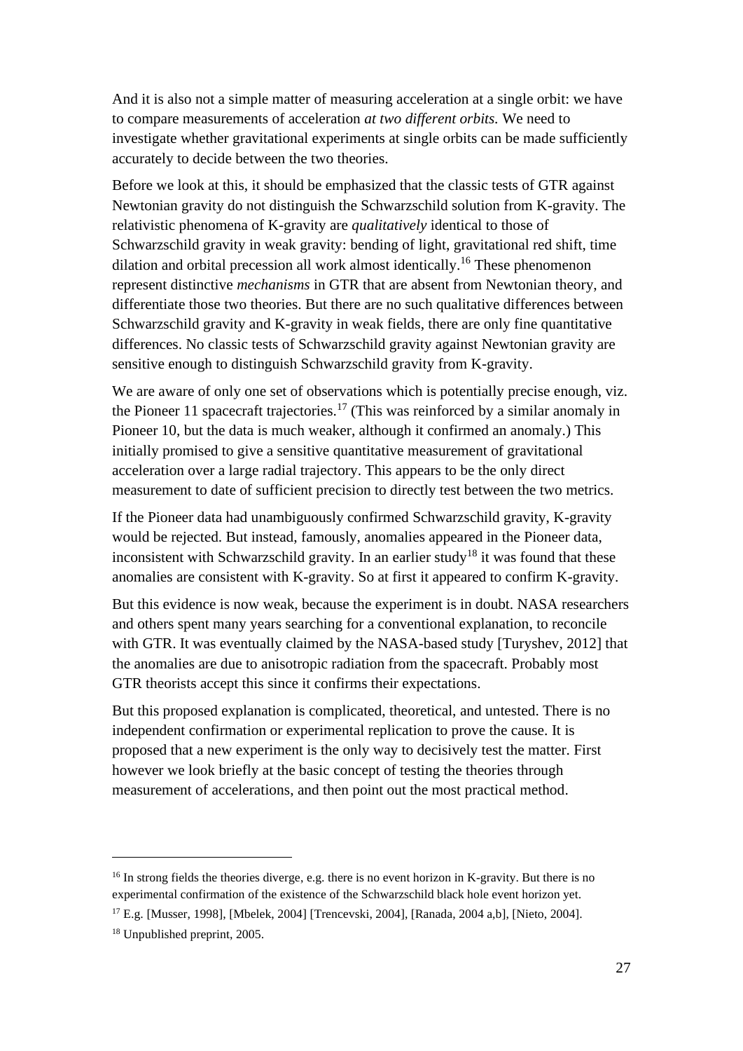And it is also not a simple matter of measuring acceleration at a single orbit: we have to compare measurements of acceleration *at two different orbits*. We need to investigate whether gravitational experiments at single orbits can be made sufficiently accurately to decide between the two theories.

Before we look at this, it should be emphasized that the classic tests of GTR against Newtonian gravity do not distinguish the Schwarzschild solution from K-gravity. The relativistic phenomena of K-gravity are *qualitatively* identical to those of Schwarzschild gravity in weak gravity: bending of light, gravitational red shift, time dilation and orbital precession all work almost identically.[16] These phenomenon represent distinctive *mechanisms* in GTR that are absent from Newtonian theory, and differentiate those two theories. But there are no such qualitative differences between Schwarzschild gravity and K-gravity in weak fields, there are only fine quantitative differences. No classic tests of Schwarzschild gravity against Newtonian gravity are sensitive enough to distinguish Schwarzschild gravity from K-gravity.

We are aware of only one set of observations which is potentially precise enough, viz. the Pioneer 11 spacecraft trajectories.[17] (This was reinforced by a similar anomaly in Pioneer 10, but the data is much weaker, although it confirmed an anomaly.) This initially promised to give a sensitive quantitative measurement of gravitational acceleration over a large radial trajectory. This appears to be the only direct measurement to date of sufficient precision to directly test between the two metrics.

If the Pioneer data had unambiguously confirmed Schwarzschild gravity, K-gravity would be rejected. But instead, famously, anomalies appeared in the Pioneer data, inconsistent with Schwarzschild gravity. In an earlier study[18] it was found that these anomalies are consistent with K-gravity. So at first it appeared to confirm K-gravity.

But this evidence is now weak, because the experiment is in doubt. NASA researchers and others spent many years searching for a conventional explanation, to reconcile with GTR. It was eventually claimed by the NASA-based study [Turyshev, 2012] that the anomalies are due to anisotropic radiation from the spacecraft. Probably most GTR theorists accept this since it confirms their expectations.

But this proposed explanation is complicated, theoretical, and untested. There is no independent confirmation or experimental replication to prove the cause. It is proposed that a new experiment is the only way to decisively test the matter. First however we look briefly at the basic concept of testing the theories through measurement of accelerations, and then point out the most practical method.

---

[16] In strong fields the theories diverge, e.g. there is no event horizon in K-gravity. But there is no experimental confirmation of the existence of the Schwarzschild black hole event horizon yet.

[17] E.g. [Musser, 1998], [Mbelek, 2004] [Trencevski, 2004], [Ranada, 2004 a,b], [Nieto, 2004].

[18] Unpublished preprint, 2005.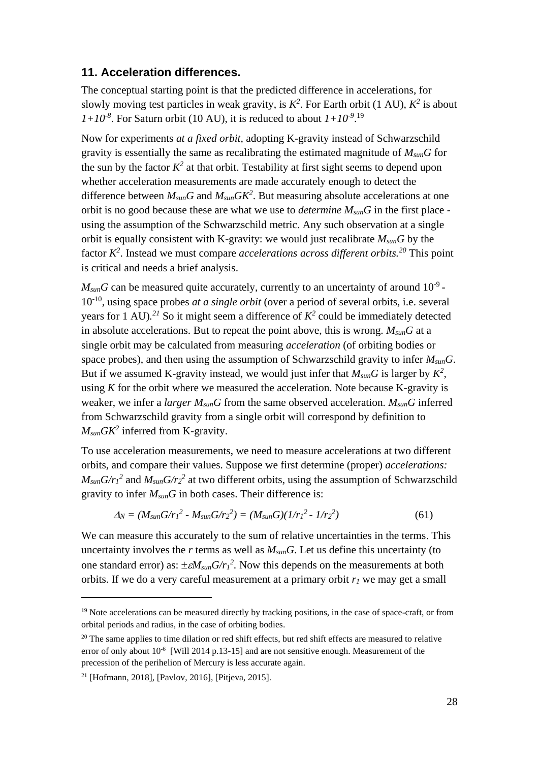### 11. Acceleration differences.

The conceptual starting point is that the predicted difference in accelerations, for slowly moving test particles in weak gravity, is $K^2$. For Earth orbit (1 AU), $K^2$ is about $1+10^{-8}$. For Saturn orbit (10 AU), it is reduced to about $1+10^{-9}$.[19]

Now for experiments *at a fixed orbit*, adopting K-gravity instead of Schwarzschild gravity is essentially the same as recalibrating the estimated magnitude of $M_{sun}G$ for the sun by the factor $K^2$ at that orbit. Testability at first sight seems to depend upon whether acceleration measurements are made accurately enough to detect the difference between $M_{sun}G$ and $M_{sun}GK^2$. But measuring absolute accelerations at one orbit is no good because these are what we use to *determine* $M_{sun}G$ in the first place - using the assumption of the Schwarzschild metric. Any such observation at a single orbit is equally consistent with K-gravity: we would just recalibrate $M_{sun}G$ by the factor $K^2$. Instead we must compare *accelerations across different orbits.*[20] This point is critical and needs a brief analysis.

$M_{sun}G$ can be measured quite accurately, currently to an uncertainty of around $10^{-9}$ - $10^{-10}$, using space probes *at a single orbit* (over a period of several orbits, i.e. several years for 1 AU).[21] So it might seem a difference of $K^2$ could be immediately detected in absolute accelerations. But to repeat the point above, this is wrong. $M_{sun}G$ at a single orbit may be calculated from measuring *acceleration* (of orbiting bodies or space probes), and then using the assumption of Schwarzschild gravity to infer $M_{sun}G$. But if we assumed K-gravity instead, we would just infer that $M_{sun}G$ is larger by $K^2$, using $K$ for the orbit where we measured the acceleration. Note because K-gravity is weaker, we infer a *larger* $M_{sun}G$ from the same observed acceleration. $M_{sun}G$ inferred from Schwarzschild gravity from a single orbit will correspond by definition to $M_{sun}GK^2$ inferred from K-gravity.

To use acceleration measurements, we need to measure accelerations at two different orbits, and compare their values. Suppose we first determine (proper) *accelerations:* $M_{sun}G/r_1^2$ and $M_{sun}G/r_2^2$ at two different orbits, using the assumption of Schwarzschild gravity to infer $M_{sun}G$ in both cases. Their difference is:

$$\Delta_N = (M_{sun}G/r_1^2 - M_{sun}G/r_2^2) = (M_{sun}G)(1/r_1^2 - 1/r_2^2) \tag{61}$$

We can measure this accurately to the sum of relative uncertainties in the terms. This uncertainty involves the $r$ terms as well as $M_{sun}G$. Let us define this uncertainty (to one standard error) as: $\pm\varepsilon M_{sun}G/r_1^2$. Now this depends on the measurements at both orbits. If we do a very careful measurement at a primary orbit $r_1$ we may get a small

---

[19] Note accelerations can be measured directly by tracking positions, in the case of space-craft, or from orbital periods and radius, in the case of orbiting bodies.

[20] The same applies to time dilation or red shift effects, but red shift effects are measured to relative error of only about $10^{-6}$ [Will 2014 p.13-15] and are not sensitive enough. Measurement of the precession of the perihelion of Mercury is less accurate again.

[21] [Hofmann, 2018], [Pavlov, 2016], [Pitjeva, 2015].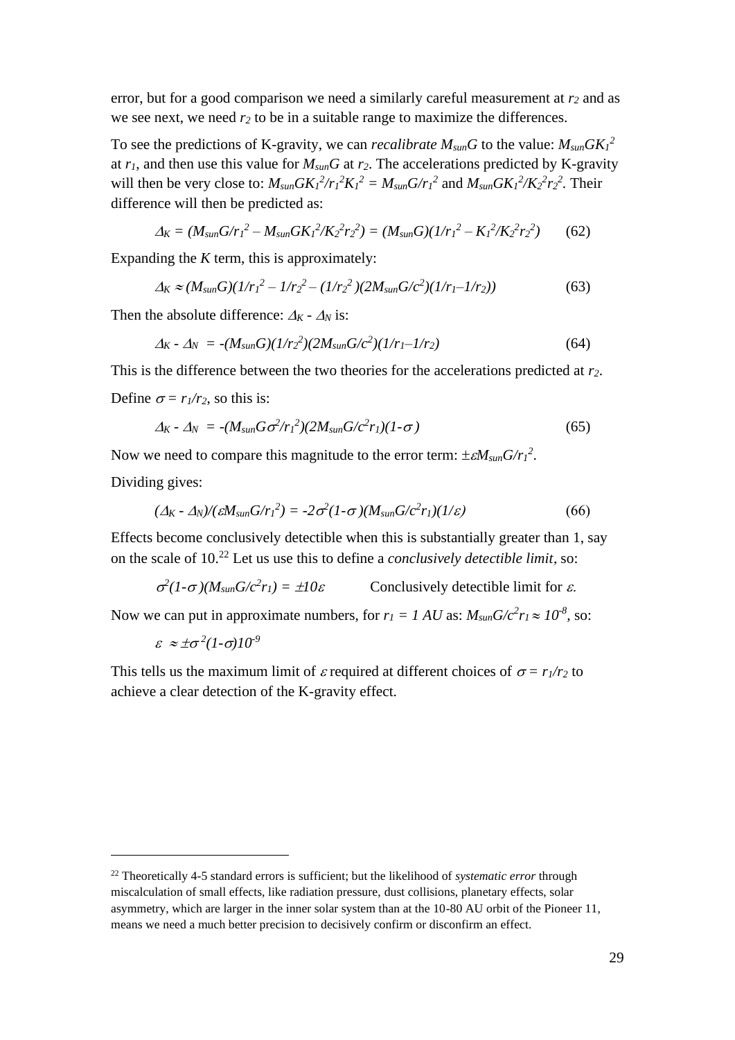error, but for a good comparison we need a similarly careful measurement at $r_2$ and as we see next, we need $r_2$ to be in a suitable range to maximize the differences.

To see the predictions of K-gravity, we can *recalibrate* $M_{sun}G$ to the value: $M_{sun}GK_1^2$ at $r_1$, and then use this value for $M_{sun}G$ at $r_2$. The accelerations predicted by K-gravity will then be very close to: $M_{sun}GK_1^2/r_1^2K_1^2 = M_{sun}G/r_1^2$ and $M_{sun}GK_1^2/K_2^2r_2^2$. Their difference will then be predicted as:

$$\Delta_K = (M_{sun}G/r_1^2 - M_{sun}GK_1^2/K_2^2r_2^2) = (M_{sun}G)(1/r_1^2 - K_1^2/K_2^2r_2^2) \qquad (62)$$

Expanding the $K$ term, this is approximately:

$$\Delta_K \approx (M_{sun}G)(1/r_1^2 - 1/r_2^2 - (1/r_2^2)(2M_{sun}G/c^2)(1/r_1 - 1/r_2)) \qquad (63)$$

Then the absolute difference: $\Delta_K - \Delta_N$ is:

$$\Delta_K - \Delta_N = -(M_{sun}G)(1/r_2^2)(2M_{sun}G/c^2)(1/r_1 - 1/r_2) \qquad (64)$$

This is the difference between the two theories for the accelerations predicted at $r_2$.

Define $\sigma = r_1/r_2$, so this is:

$$\Delta_K - \Delta_N = -(M_{sun}G\sigma^2/r_1^2)(2M_{sun}G/c^2r_1)(1-\sigma) \qquad (65)$$

Now we need to compare this magnitude to the error term: $\pm\varepsilon M_{sun}G/r_1^2$.

Dividing gives:

$$(\Delta_K - \Delta_N)/(\varepsilon M_{sun}G/r_1^2) = -2\sigma^2(1-\sigma)(M_{sun}G/c^2r_1)(1/\varepsilon) \qquad (66)$$

Effects become conclusively detectible when this is substantially greater than 1, say on the scale of 10.[22] Let us use this to define a *conclusively detectible limit*, so:

$$\sigma^2(1-\sigma)(M_{sun}G/c^2r_1) = \pm 10\varepsilon \qquad \text{Conclusively detectible limit for } \varepsilon.$$

Now we can put in approximate numbers, for $r_1 = 1\ AU$ as: $M_{sun}G/c^2r_1 \approx 10^{-8}$, so:

$$\varepsilon \approx \pm\sigma^2(1-\sigma)10^{-9}$$

This tells us the maximum limit of $\varepsilon$ required at different choices of $\sigma = r_1/r_2$ to achieve a clear detection of the K-gravity effect.

[22] Theoretically 4-5 standard errors is sufficient; but the likelihood of *systematic error* through miscalculation of small effects, like radiation pressure, dust collisions, planetary effects, solar asymmetry, which are larger in the inner solar system than at the 10-80 AU orbit of the Pioneer 11, means we need a much better precision to decisively confirm or disconfirm an effect.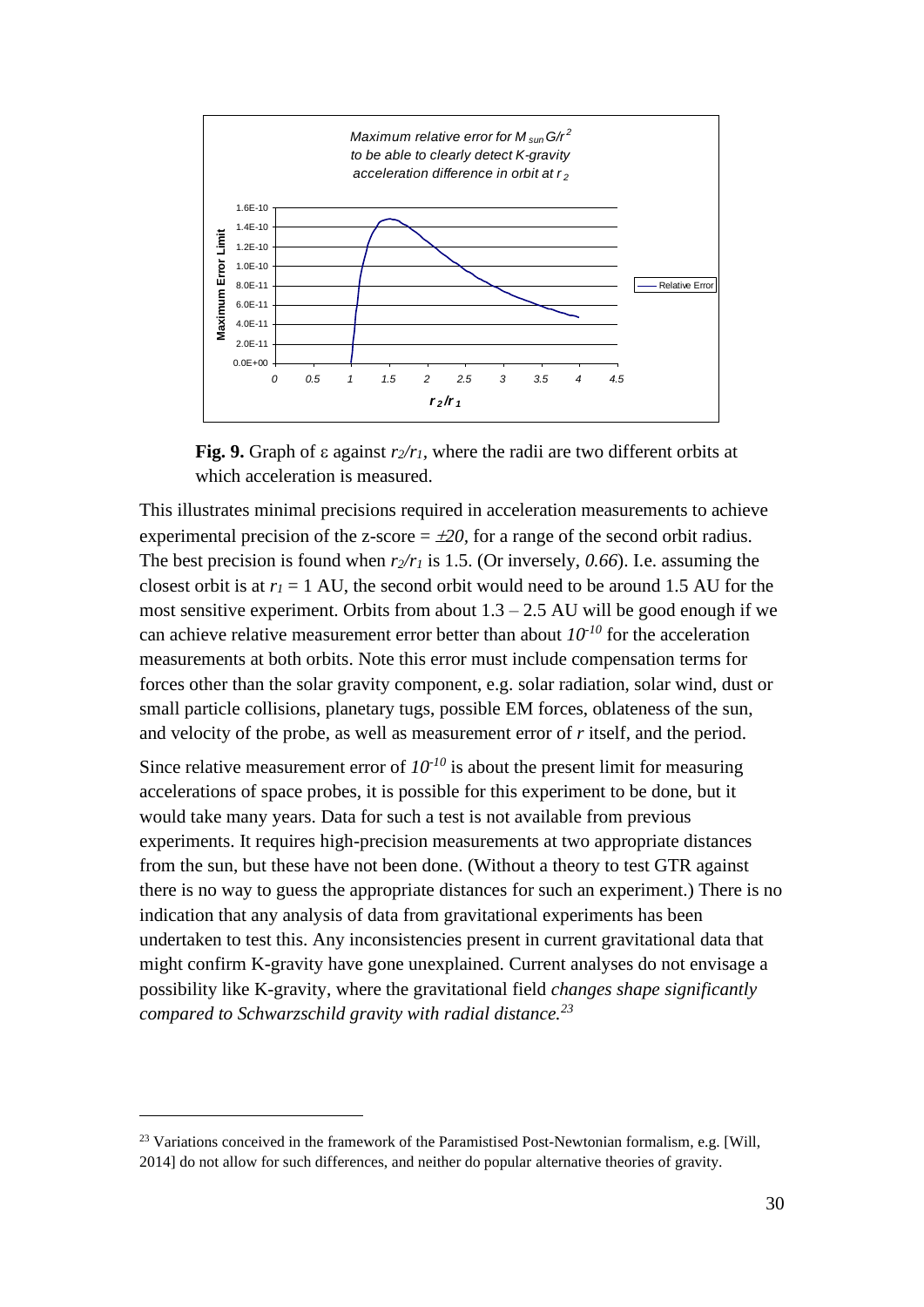**Fig. 9.** Graph of ε against $r_2/r_1$, where the radii are two different orbits at which acceleration is measured.

This illustrates minimal precisions required in acceleration measurements to achieve experimental precision of the z-score = $\pm 20$, for a range of the second orbit radius. The best precision is found when $r_2/r_1$ is 1.5. (Or inversely, *0.66*). I.e. assuming the closest orbit is at $r_1 = 1$ AU, the second orbit would need to be around 1.5 AU for the most sensitive experiment. Orbits from about 1.3 – 2.5 AU will be good enough if we can achieve relative measurement error better than about $10^{-10}$ for the acceleration measurements at both orbits. Note this error must include compensation terms for forces other than the solar gravity component, e.g. solar radiation, solar wind, dust or small particle collisions, planetary tugs, possible EM forces, oblateness of the sun, and velocity of the probe, as well as measurement error of $r$ itself, and the period.

Since relative measurement error of $10^{-10}$ is about the present limit for measuring accelerations of space probes, it is possible for this experiment to be done, but it would take many years. Data for such a test is not available from previous experiments. It requires high-precision measurements at two appropriate distances from the sun, but these have not been done. (Without a theory to test GTR against there is no way to guess the appropriate distances for such an experiment.) There is no indication that any analysis of data from gravitational experiments has been undertaken to test this. Any inconsistencies present in current gravitational data that might confirm K-gravity have gone unexplained. Current analyses do not envisage a possibility like K-gravity, where the gravitational field *changes shape significantly compared to Schwarzschild gravity with radial distance.*[23]

[23] Variations conceived in the framework of the Paramistised Post-Newtonian formalism, e.g. [Will, 2014] do not allow for such differences, and neither do popular alternative theories of gravity.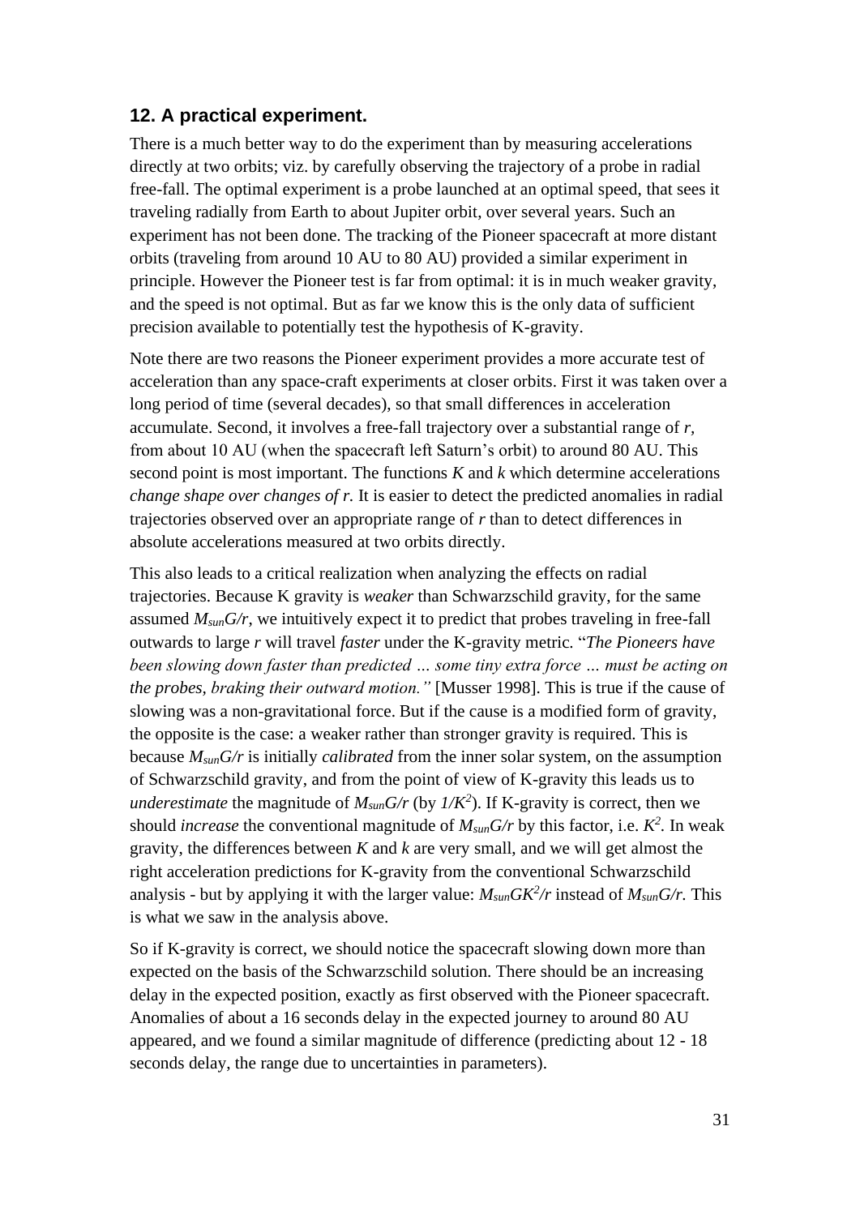## 12. A practical experiment.

There is a much better way to do the experiment than by measuring accelerations directly at two orbits; viz. by carefully observing the trajectory of a probe in radial free-fall. The optimal experiment is a probe launched at an optimal speed, that sees it traveling radially from Earth to about Jupiter orbit, over several years. Such an experiment has not been done. The tracking of the Pioneer spacecraft at more distant orbits (traveling from around 10 AU to 80 AU) provided a similar experiment in principle. However the Pioneer test is far from optimal: it is in much weaker gravity, and the speed is not optimal. But as far we know this is the only data of sufficient precision available to potentially test the hypothesis of K-gravity.

Note there are two reasons the Pioneer experiment provides a more accurate test of acceleration than any space-craft experiments at closer orbits. First it was taken over a long period of time (several decades), so that small differences in acceleration accumulate. Second, it involves a free-fall trajectory over a substantial range of $r$, from about 10 AU (when the spacecraft left Saturn's orbit) to around 80 AU. This second point is most important. The functions $K$ and $k$ which determine accelerations *change shape over changes of r*. It is easier to detect the predicted anomalies in radial trajectories observed over an appropriate range of $r$ than to detect differences in absolute accelerations measured at two orbits directly.

This also leads to a critical realization when analyzing the effects on radial trajectories. Because K gravity is *weaker* than Schwarzschild gravity, for the same assumed $M_{sun}G/r$, we intuitively expect it to predict that probes traveling in free-fall outwards to large $r$ will travel *faster* under the K-gravity metric. "*The Pioneers have been slowing down faster than predicted … some tiny extra force … must be acting on the probes, braking their outward motion.*" [Musser 1998]. This is true if the cause of slowing was a non-gravitational force. But if the cause is a modified form of gravity, the opposite is the case: a weaker rather than stronger gravity is required. This is because $M_{sun}G/r$ is initially *calibrated* from the inner solar system, on the assumption of Schwarzschild gravity, and from the point of view of K-gravity this leads us to *underestimate* the magnitude of $M_{sun}G/r$ (by $1/K^2$). If K-gravity is correct, then we should *increase* the conventional magnitude of $M_{sun}G/r$ by this factor, i.e. $K^2$. In weak gravity, the differences between $K$ and $k$ are very small, and we will get almost the right acceleration predictions for K-gravity from the conventional Schwarzschild analysis - but by applying it with the larger value: $M_{sun}GK^2/r$ instead of $M_{sun}G/r$. This is what we saw in the analysis above.

So if K-gravity is correct, we should notice the spacecraft slowing down more than expected on the basis of the Schwarzschild solution. There should be an increasing delay in the expected position, exactly as first observed with the Pioneer spacecraft. Anomalies of about a 16 seconds delay in the expected journey to around 80 AU appeared, and we found a similar magnitude of difference (predicting about 12 - 18 seconds delay, the range due to uncertainties in parameters).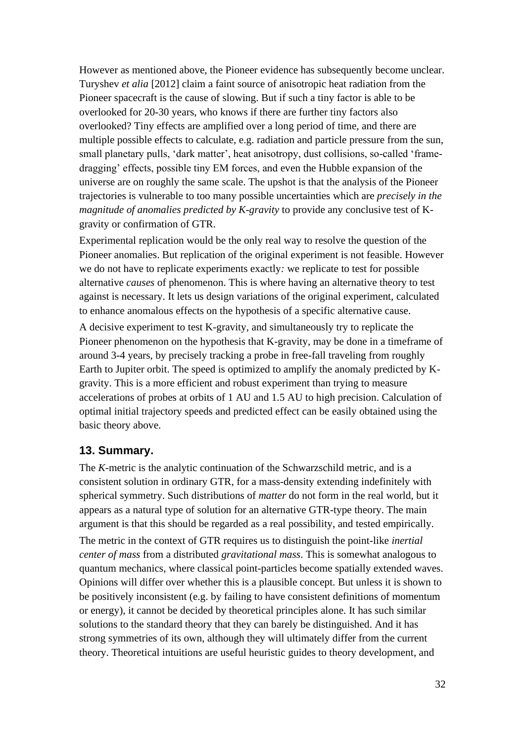However as mentioned above, the Pioneer evidence has subsequently become unclear. Turyshev *et alia* [2012] claim a faint source of anisotropic heat radiation from the Pioneer spacecraft is the cause of slowing. But if such a tiny factor is able to be overlooked for 20-30 years, who knows if there are further tiny factors also overlooked? Tiny effects are amplified over a long period of time, and there are multiple possible effects to calculate, e.g. radiation and particle pressure from the sun, small planetary pulls, 'dark matter', heat anisotropy, dust collisions, so-called 'frame-dragging' effects, possible tiny EM forces, and even the Hubble expansion of the universe are on roughly the same scale. The upshot is that the analysis of the Pioneer trajectories is vulnerable to too many possible uncertainties which are *precisely in the magnitude of anomalies predicted by K-gravity* to provide any conclusive test of K-gravity or confirmation of GTR.

Experimental replication would be the only real way to resolve the question of the Pioneer anomalies. But replication of the original experiment is not feasible. However we do not have to replicate experiments exactly*:* we replicate to test for possible alternative *causes* of phenomenon. This is where having an alternative theory to test against is necessary. It lets us design variations of the original experiment, calculated to enhance anomalous effects on the hypothesis of a specific alternative cause.

A decisive experiment to test K-gravity, and simultaneously try to replicate the Pioneer phenomenon on the hypothesis that K-gravity, may be done in a timeframe of around 3-4 years, by precisely tracking a probe in free-fall traveling from roughly Earth to Jupiter orbit. The speed is optimized to amplify the anomaly predicted by K-gravity. This is a more efficient and robust experiment than trying to measure accelerations of probes at orbits of 1 AU and 1.5 AU to high precision. Calculation of optimal initial trajectory speeds and predicted effect can be easily obtained using the basic theory above.

## 13. Summary.

The *K*-metric is the analytic continuation of the Schwarzschild metric, and is a consistent solution in ordinary GTR, for a mass-density extending indefinitely with spherical symmetry. Such distributions of *matter* do not form in the real world, but it appears as a natural type of solution for an alternative GTR-type theory. The main argument is that this should be regarded as a real possibility, and tested empirically.

The metric in the context of GTR requires us to distinguish the point-like *inertial center of mass* from a distributed *gravitational mass*. This is somewhat analogous to quantum mechanics, where classical point-particles become spatially extended waves. Opinions will differ over whether this is a plausible concept. But unless it is shown to be positively inconsistent (e.g. by failing to have consistent definitions of momentum or energy), it cannot be decided by theoretical principles alone. It has such similar solutions to the standard theory that they can barely be distinguished. And it has strong symmetries of its own, although they will ultimately differ from the current theory. Theoretical intuitions are useful heuristic guides to theory development, and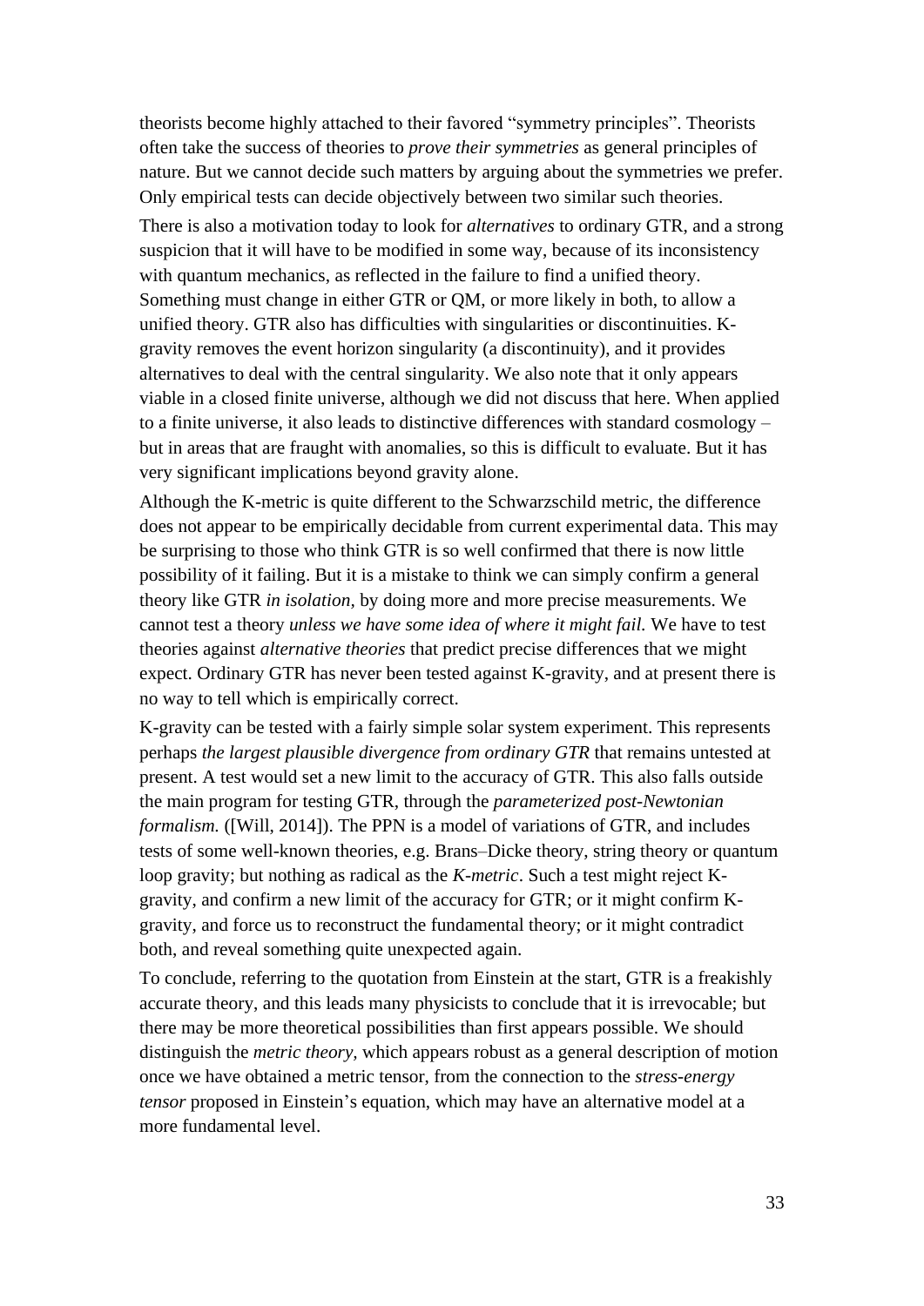theorists become highly attached to their favored “symmetry principles”. Theorists often take the success of theories to *prove their symmetries* as general principles of nature. But we cannot decide such matters by arguing about the symmetries we prefer. Only empirical tests can decide objectively between two similar such theories.

There is also a motivation today to look for *alternatives* to ordinary GTR, and a strong suspicion that it will have to be modified in some way, because of its inconsistency with quantum mechanics, as reflected in the failure to find a unified theory. Something must change in either GTR or QM, or more likely in both, to allow a unified theory. GTR also has difficulties with singularities or discontinuities. K-gravity removes the event horizon singularity (a discontinuity), and it provides alternatives to deal with the central singularity. We also note that it only appears viable in a closed finite universe, although we did not discuss that here. When applied to a finite universe, it also leads to distinctive differences with standard cosmology – but in areas that are fraught with anomalies, so this is difficult to evaluate. But it has very significant implications beyond gravity alone.

Although the K-metric is quite different to the Schwarzschild metric, the difference does not appear to be empirically decidable from current experimental data. This may be surprising to those who think GTR is so well confirmed that there is now little possibility of it failing. But it is a mistake to think we can simply confirm a general theory like GTR *in isolation*, by doing more and more precise measurements. We cannot test a theory *unless we have some idea of where it might fail.* We have to test theories against *alternative theories* that predict precise differences that we might expect. Ordinary GTR has never been tested against K-gravity, and at present there is no way to tell which is empirically correct.

K-gravity can be tested with a fairly simple solar system experiment. This represents perhaps *the largest plausible divergence from ordinary GTR* that remains untested at present. A test would set a new limit to the accuracy of GTR. This also falls outside the main program for testing GTR, through the *parameterized post-Newtonian formalism.* ([Will, 2014]). The PPN is a model of variations of GTR, and includes tests of some well-known theories, e.g. Brans–Dicke theory, string theory or quantum loop gravity; but nothing as radical as the *K-metric*. Such a test might reject K-gravity, and confirm a new limit of the accuracy for GTR; or it might confirm K-gravity, and force us to reconstruct the fundamental theory; or it might contradict both, and reveal something quite unexpected again.

To conclude, referring to the quotation from Einstein at the start, GTR is a freakishly accurate theory, and this leads many physicists to conclude that it is irrevocable; but there may be more theoretical possibilities than first appears possible. We should distinguish the *metric theory,* which appears robust as a general description of motion once we have obtained a metric tensor, from the connection to the *stress-energy tensor* proposed in Einstein’s equation, which may have an alternative model at a more fundamental level.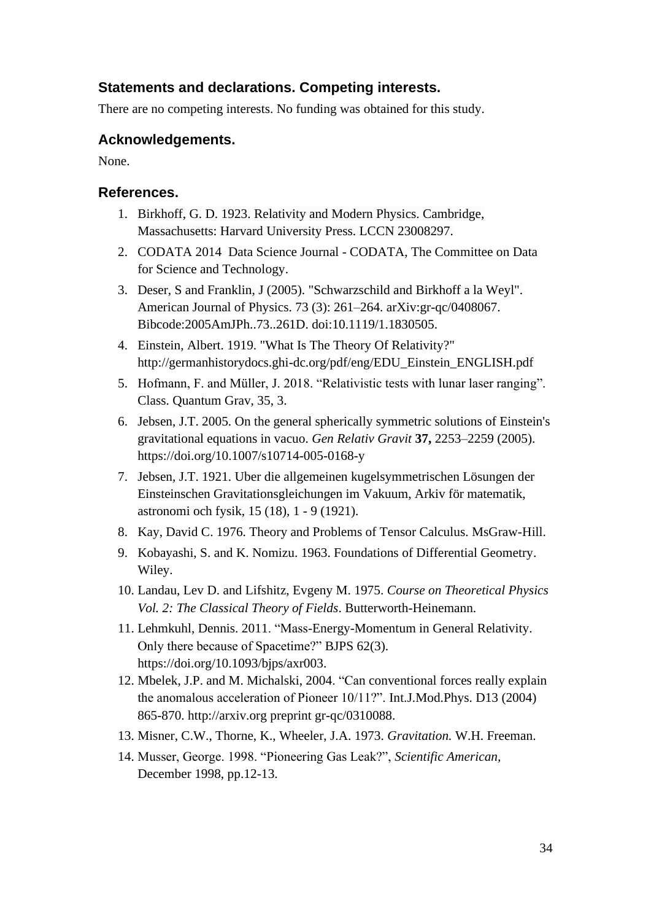### Statements and declarations. Competing interests.

There are no competing interests. No funding was obtained for this study.

### Acknowledgements.

None.

### References.

1. Birkhoff, G. D. 1923. Relativity and Modern Physics. Cambridge, Massachusetts: Harvard University Press. LCCN 23008297.
2. CODATA 2014 Data Science Journal - CODATA, The Committee on Data for Science and Technology.
3. Deser, S and Franklin, J (2005). "Schwarzschild and Birkhoff a la Weyl". American Journal of Physics. 73 (3): 261–264. arXiv:gr-qc/0408067. Bibcode:2005AmJPh..73..261D. doi:10.1119/1.1830505.
4. Einstein, Albert. 1919. "What Is The Theory Of Relativity?" http://germanhistorydocs.ghi-dc.org/pdf/eng/EDU_Einstein_ENGLISH.pdf
5. Hofmann, F. and Müller, J. 2018. "Relativistic tests with lunar laser ranging". Class. Quantum Grav, 35, 3.
6. Jebsen, J.T. 2005. On the general spherically symmetric solutions of Einstein's gravitational equations in vacuo. *Gen Relativ Gravit* **37,** 2253–2259 (2005). https://doi.org/10.1007/s10714-005-0168-y
7. Jebsen, J.T. 1921. Uber die allgemeinen kugelsymmetrischen Lösungen der Einsteinschen Gravitationsgleichungen im Vakuum, Arkiv för matematik, astronomi och fysik, 15 (18), 1 - 9 (1921).
8. Kay, David C. 1976. Theory and Problems of Tensor Calculus. MsGraw-Hill.
9. Kobayashi, S. and K. Nomizu. 1963. Foundations of Differential Geometry. Wiley.
10. Landau, Lev D. and Lifshitz, Evgeny M. 1975. *Course on Theoretical Physics Vol. 2: The Classical Theory of Fields*. Butterworth-Heinemann.
11. Lehmkuhl, Dennis. 2011. "Mass-Energy-Momentum in General Relativity. Only there because of Spacetime?" BJPS 62(3). https://doi.org/10.1093/bjps/axr003.
12. Mbelek, J.P. and M. Michalski, 2004. "Can conventional forces really explain the anomalous acceleration of Pioneer 10/11?". Int.J.Mod.Phys. D13 (2004) 865-870. http://arxiv.org preprint gr-qc/0310088.
13. Misner, C.W., Thorne, K., Wheeler, J.A. 1973. *Gravitation.* W.H. Freeman.
14. Musser, George. 1998. "Pioneering Gas Leak?", *Scientific American*, December 1998, pp.12-13.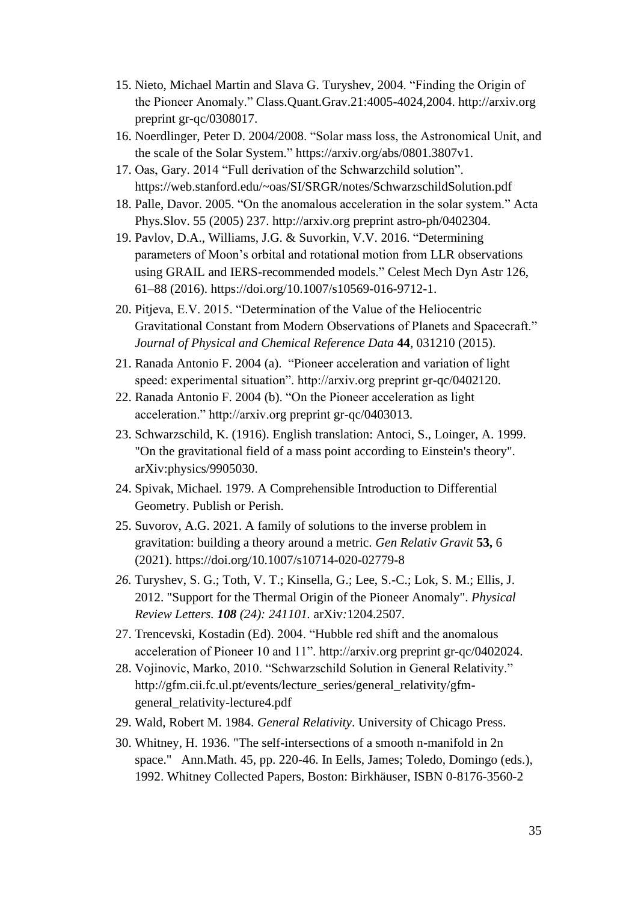15. Nieto, Michael Martin and Slava G. Turyshev, 2004. “Finding the Origin of the Pioneer Anomaly.” Class.Quant.Grav.21:4005-4024,2004. http://arxiv.org preprint gr-qc/0308017.
16. Noerdlinger, Peter D. 2004/2008. “Solar mass loss, the Astronomical Unit, and the scale of the Solar System.” https://arxiv.org/abs/0801.3807v1.
17. Oas, Gary. 2014 “Full derivation of the Schwarzchild solution”. https://web.stanford.edu/~oas/SI/SRGR/notes/SchwarzschildSolution.pdf
18. Palle, Davor. 2005. “On the anomalous acceleration in the solar system.” Acta Phys.Slov. 55 (2005) 237. http://arxiv.org preprint astro-ph/0402304.
19. Pavlov, D.A., Williams, J.G. & Suvorkin, V.V. 2016. “Determining parameters of Moon’s orbital and rotational motion from LLR observations using GRAIL and IERS-recommended models.” Celest Mech Dyn Astr 126, 61–88 (2016). https://doi.org/10.1007/s10569-016-9712-1.
20. Pitjeva, E.V. 2015. “Determination of the Value of the Heliocentric Gravitational Constant from Modern Observations of Planets and Spacecraft.” *Journal of Physical and Chemical Reference Data* **44**, 031210 (2015).
21. Ranada Antonio F. 2004 (a). “Pioneer acceleration and variation of light speed: experimental situation”. http://arxiv.org preprint gr-qc/0402120.
22. Ranada Antonio F. 2004 (b). “On the Pioneer acceleration as light acceleration.” http://arxiv.org preprint gr-qc/0403013.
23. Schwarzschild, K. (1916). English translation: Antoci, S., Loinger, A. 1999. "On the gravitational field of a mass point according to Einstein's theory". arXiv:physics/9905030.
24. Spivak, Michael. 1979. A Comprehensible Introduction to Differential Geometry. Publish or Perish.
25. Suvorov, A.G. 2021. A family of solutions to the inverse problem in gravitation: building a theory around a metric. *Gen Relativ Gravit* **53,** 6 (2021). https://doi.org/10.1007/s10714-020-02779-8
26. Turyshev, S. G.; Toth, V. T.; Kinsella, G.; Lee, S.-C.; Lok, S. M.; Ellis, J. 2012. "Support for the Thermal Origin of the Pioneer Anomaly". *Physical Review Letters. **108** (24): 241101.* arXiv:1204.2507.
27. Trencevski, Kostadin (Ed). 2004. “Hubble red shift and the anomalous acceleration of Pioneer 10 and 11”. http://arxiv.org preprint gr-qc/0402024.
28. Vojinovic, Marko, 2010. “Schwarzschild Solution in General Relativity.” http://gfm.cii.fc.ul.pt/events/lecture_series/general_relativity/gfm-general_relativity-lecture4.pdf
29. Wald, Robert M. 1984. *General Relativity*. University of Chicago Press.
30. Whitney, H. 1936. "The self-intersections of a smooth n-manifold in 2n space." Ann.Math. 45, pp. 220-46. In Eells, James; Toledo, Domingo (eds.), 1992. Whitney Collected Papers, Boston: Birkhäuser, ISBN 0-8176-3560-2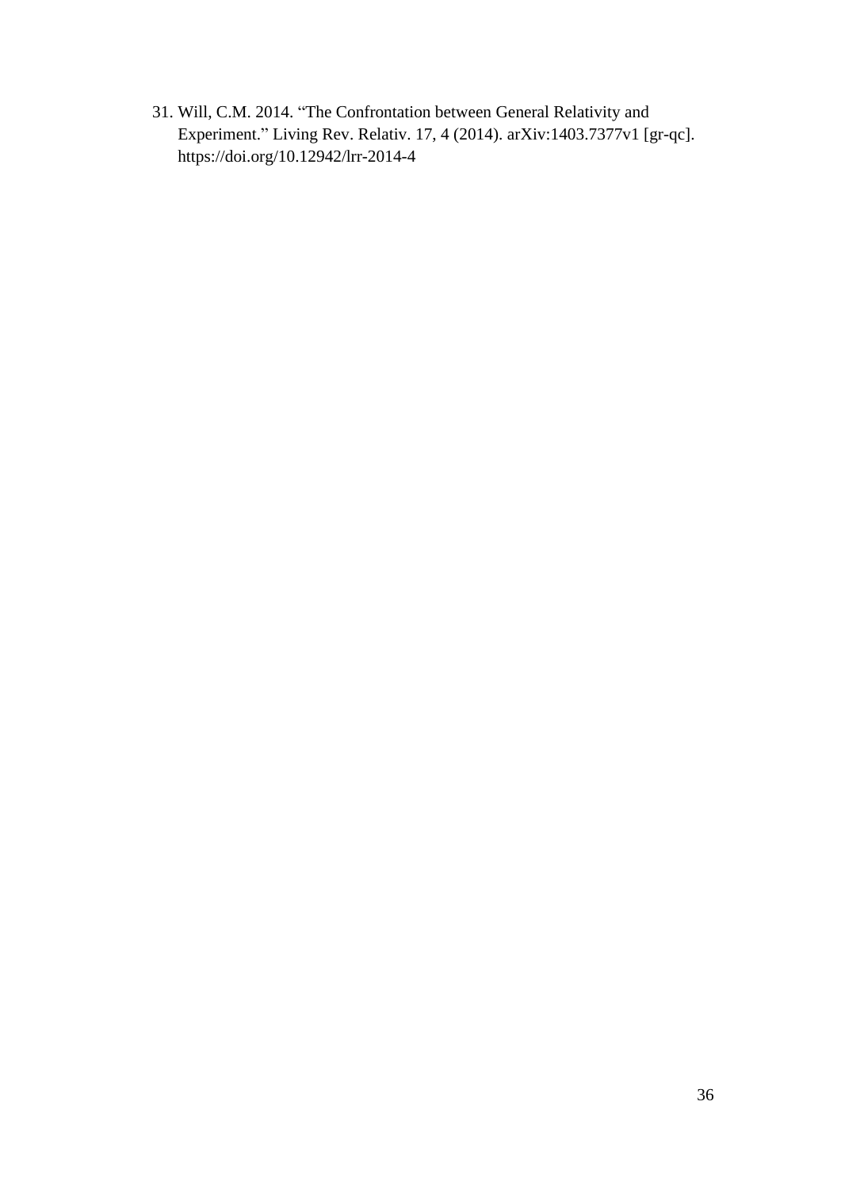31. Will, C.M. 2014. "The Confrontation between General Relativity and Experiment." Living Rev. Relativ. 17, 4 (2014). arXiv:1403.7377v1 [gr-qc]. https://doi.org/10.12942/lrr-2014-4